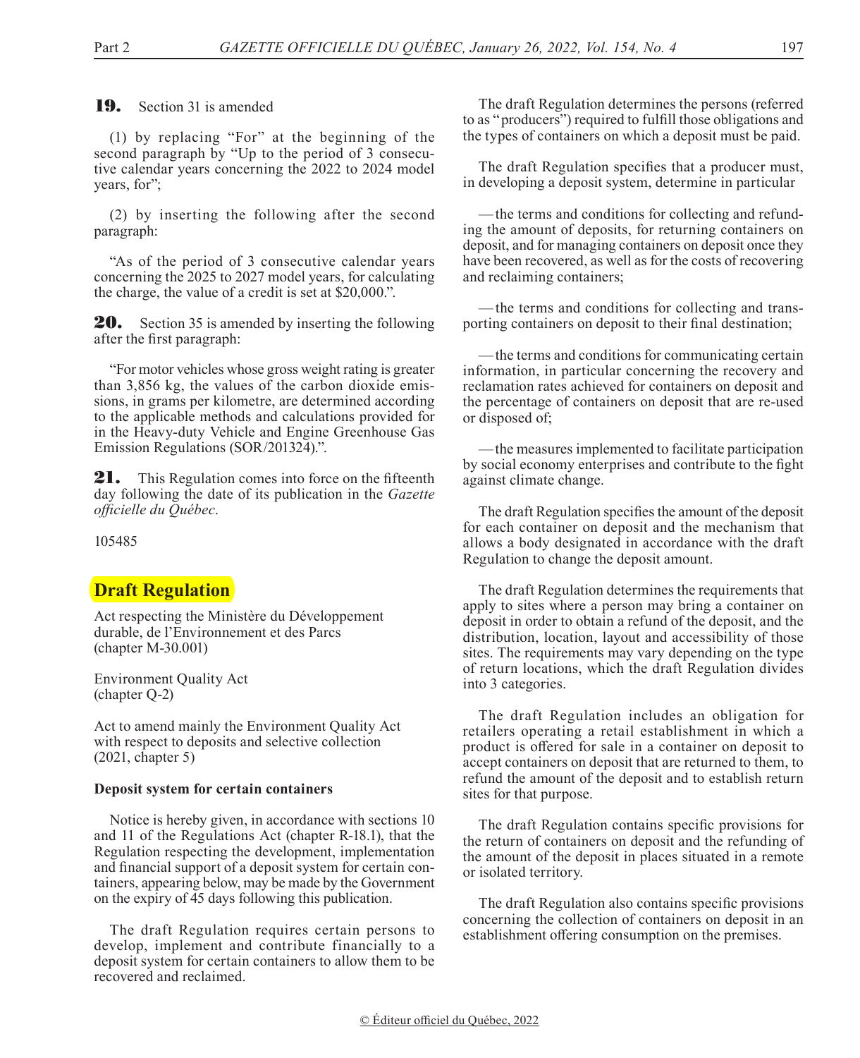**19.** Section 31 is amended

(1) by replacing "For" at the beginning of the second paragraph by "Up to the period of 3 consecutive calendar years concerning the 2022 to 2024 model years, for";

(2) by inserting the following after the second paragraph:

"As of the period of 3 consecutive calendar years concerning the 2025 to 2027 model years, for calculating the charge, the value of a credit is set at $20,000.".

**20.** Section 35 is amended by inserting the following after the first paragraph:

"For motor vehicles whose gross weight rating is greater than 3,856 kg, the values of the carbon dioxide emissions, in grams per kilometre, are determined according to the applicable methods and calculations provided for in the Heavy-duty Vehicle and Engine Greenhouse Gas Emission Regulations (SOR/201324).".

**21.** This Regulation comes into force on the fifteenth day following the date of its publication in the *Gazette officielle du Québec*.

105485

## Draft Regulation

Act respecting the Ministère du Développement durable, de l'Environnement et des Parcs
(chapter M-30.001)

Environment Quality Act
(chapter Q-2)

Act to amend mainly the Environment Quality Act with respect to deposits and selective collection
(2021, chapter 5)

**Deposit system for certain containers**

Notice is hereby given, in accordance with sections 10 and 11 of the Regulations Act (chapter R-18.1), that the Regulation respecting the development, implementation and financial support of a deposit system for certain containers, appearing below, may be made by the Government on the expiry of 45 days following this publication.

The draft Regulation requires certain persons to develop, implement and contribute financially to a deposit system for certain containers to allow them to be recovered and reclaimed.

The draft Regulation determines the persons (referred to as "producers") required to fulfill those obligations and the types of containers on which a deposit must be paid.

The draft Regulation specifies that a producer must, in developing a deposit system, determine in particular

—the terms and conditions for collecting and refunding the amount of deposits, for returning containers on deposit, and for managing containers on deposit once they have been recovered, as well as for the costs of recovering and reclaiming containers;

—the terms and conditions for collecting and transporting containers on deposit to their final destination;

—the terms and conditions for communicating certain information, in particular concerning the recovery and reclamation rates achieved for containers on deposit and the percentage of containers on deposit that are re-used or disposed of;

—the measures implemented to facilitate participation by social economy enterprises and contribute to the fight against climate change.

The draft Regulation specifies the amount of the deposit for each container on deposit and the mechanism that allows a body designated in accordance with the draft Regulation to change the deposit amount.

The draft Regulation determines the requirements that apply to sites where a person may bring a container on deposit in order to obtain a refund of the deposit, and the distribution, location, layout and accessibility of those sites. The requirements may vary depending on the type of return locations, which the draft Regulation divides into 3 categories.

The draft Regulation includes an obligation for retailers operating a retail establishment in which a product is offered for sale in a container on deposit to accept containers on deposit that are returned to them, to refund the amount of the deposit and to establish return sites for that purpose.

The draft Regulation contains specific provisions for the return of containers on deposit and the refunding of the amount of the deposit in places situated in a remote or isolated territory.

The draft Regulation also contains specific provisions concerning the collection of containers on deposit in an establishment offering consumption on the premises.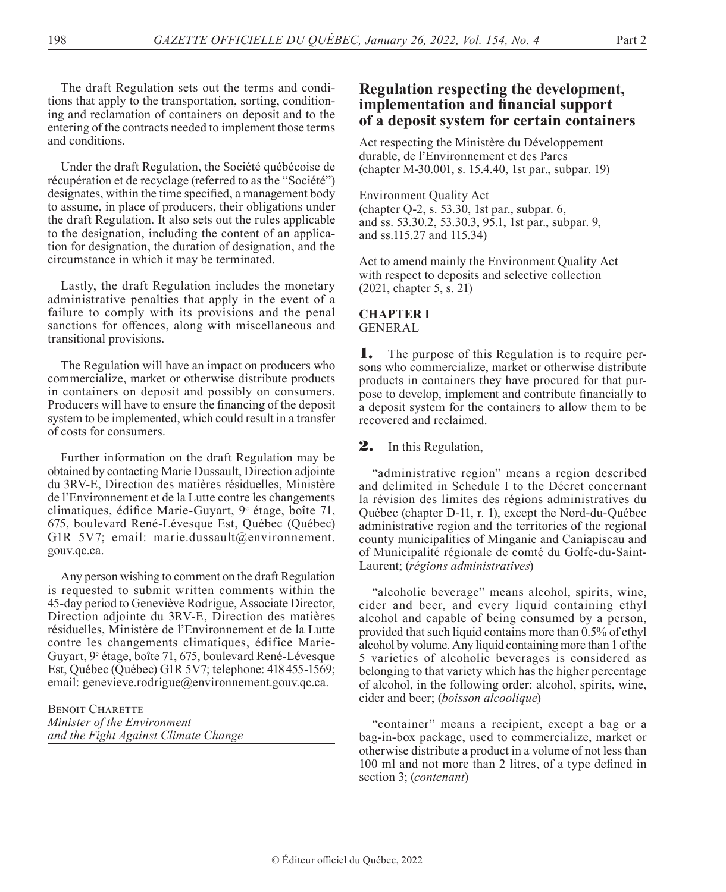The draft Regulation sets out the terms and conditions that apply to the transportation, sorting, conditioning and reclamation of containers on deposit and to the entering of the contracts needed to implement those terms and conditions.

Under the draft Regulation, the Société québécoise de récupération et de recyclage (referred to as the "Société") designates, within the time specified, a management body to assume, in place of producers, their obligations under the draft Regulation. It also sets out the rules applicable to the designation, including the content of an application for designation, the duration of designation, and the circumstance in which it may be terminated.

Lastly, the draft Regulation includes the monetary administrative penalties that apply in the event of a failure to comply with its provisions and the penal sanctions for offences, along with miscellaneous and transitional provisions.

The Regulation will have an impact on producers who commercialize, market or otherwise distribute products in containers on deposit and possibly on consumers. Producers will have to ensure the financing of the deposit system to be implemented, which could result in a transfer of costs for consumers.

Further information on the draft Regulation may be obtained by contacting Marie Dussault, Direction adjointe du 3RV-E, Direction des matières résiduelles, Ministère de l'Environnement et de la Lutte contre les changements climatiques, édifice Marie-Guyart, 9e étage, boîte 71, 675, boulevard René-Lévesque Est, Québec (Québec) G1R 5V7; email: marie.dussault@environnement.gouv.qc.ca.

Any person wishing to comment on the draft Regulation is requested to submit written comments within the 45-day period to Geneviève Rodrigue, Associate Director, Direction adjointe du 3RV-E, Direction des matières résiduelles, Ministère de l'Environnement et de la Lutte contre les changements climatiques, édifice Marie-Guyart, 9e étage, boîte 71, 675, boulevard René-Lévesque Est, Québec (Québec) G1R 5V7; telephone: 418 455-1569; email: genevieve.rodrigue@environnement.gouv.qc.ca.

Benoit Charette
*Minister of the Environment and the Fight Against Climate Change*

# Regulation respecting the development, implementation and financial support of a deposit system for certain containers

Act respecting the Ministère du Développement durable, de l'Environnement et des Parcs
(chapter M-30.001, s. 15.4.40, 1st par., subpar. 19)

Environment Quality Act
(chapter Q-2, s. 53.30, 1st par., subpar. 6, and ss. 53.30.2, 53.30.3, 95.1, 1st par., subpar. 9, and ss.115.27 and 115.34)

Act to amend mainly the Environment Quality Act with respect to deposits and selective collection
(2021, chapter 5, s. 21)

## CHAPTER I
GENERAL

**1.** The purpose of this Regulation is to require persons who commercialize, market or otherwise distribute products in containers they have procured for that purpose to develop, implement and contribute financially to a deposit system for the containers to allow them to be recovered and reclaimed.

**2.** In this Regulation,

"administrative region" means a region described and delimited in Schedule I to the Décret concernant la révision des limites des régions administratives du Québec (chapter D-11, r. 1), except the Nord-du-Québec administrative region and the territories of the regional county municipalities of Minganie and Caniapiscau and of Municipalité régionale de comté du Golfe-du-Saint-Laurent; (*régions administratives*)

"alcoholic beverage" means alcohol, spirits, wine, cider and beer, and every liquid containing ethyl alcohol and capable of being consumed by a person, provided that such liquid contains more than 0.5% of ethyl alcohol by volume. Any liquid containing more than 1 of the 5 varieties of alcoholic beverages is considered as belonging to that variety which has the higher percentage of alcohol, in the following order: alcohol, spirits, wine, cider and beer; (*boisson alcoolique*)

"container" means a recipient, except a bag or a bag-in-box package, used to commercialize, market or otherwise distribute a product in a volume of not less than 100 ml and not more than 2 litres, of a type defined in section 3; (*contenant*)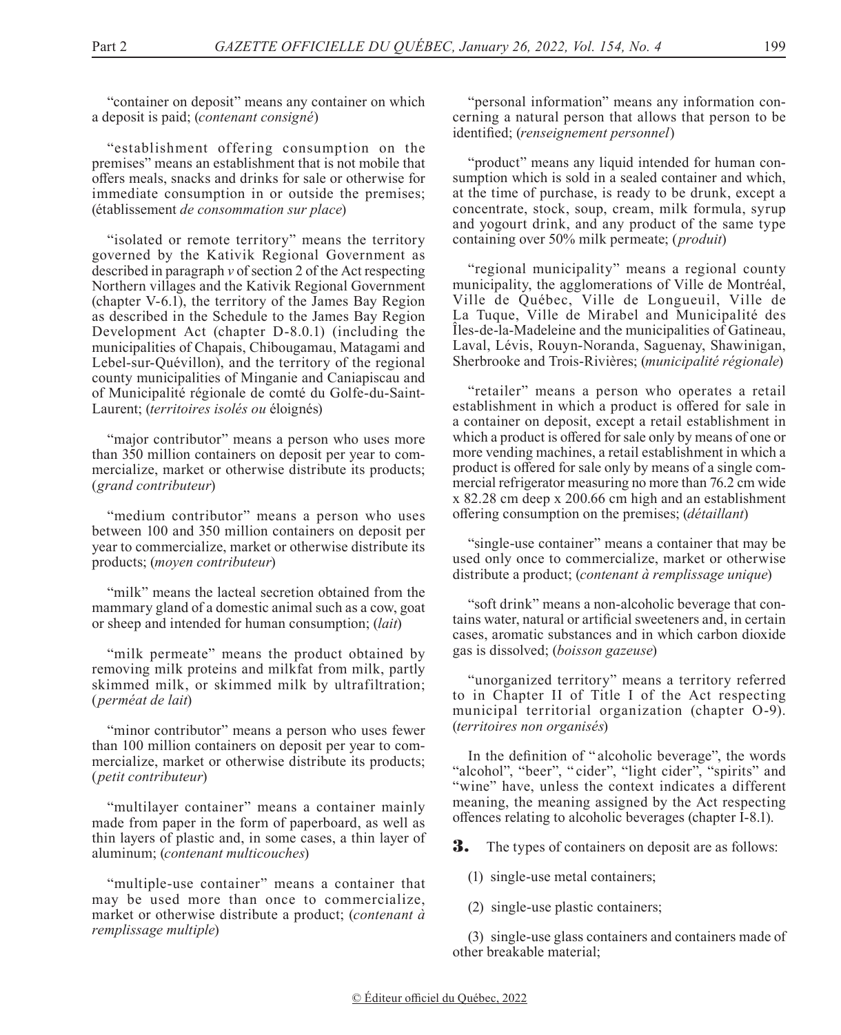"container on deposit" means any container on which a deposit is paid; (*contenant consigné*)

"establishment offering consumption on the premises" means an establishment that is not mobile that offers meals, snacks and drinks for sale or otherwise for immediate consumption in or outside the premises; (établissement *de consommation sur place*)

"isolated or remote territory" means the territory governed by the Kativik Regional Government as described in paragraph *v* of section 2 of the Act respecting Northern villages and the Kativik Regional Government (chapter V-6.1), the territory of the James Bay Region as described in the Schedule to the James Bay Region Development Act (chapter D-8.0.1) (including the municipalities of Chapais, Chibougamau, Matagami and Lebel-sur-Quévillon), and the territory of the regional county municipalities of Minganie and Caniapiscau and of Municipalité régionale de comté du Golfe-du-Saint-Laurent; (*territoires isolés ou* éloignés)

"major contributor" means a person who uses more than 350 million containers on deposit per year to commercialize, market or otherwise distribute its products; (*grand contributeur*)

"medium contributor" means a person who uses between 100 and 350 million containers on deposit per year to commercialize, market or otherwise distribute its products; (*moyen contributeur*)

"milk" means the lacteal secretion obtained from the mammary gland of a domestic animal such as a cow, goat or sheep and intended for human consumption; (*lait*)

"milk permeate" means the product obtained by removing milk proteins and milkfat from milk, partly skimmed milk, or skimmed milk by ultrafiltration; (*perméat de lait*)

"minor contributor" means a person who uses fewer than 100 million containers on deposit per year to commercialize, market or otherwise distribute its products; (*petit contributeur*)

"multilayer container" means a container mainly made from paper in the form of paperboard, as well as thin layers of plastic and, in some cases, a thin layer of aluminum; (*contenant multicouches*)

"multiple-use container" means a container that may be used more than once to commercialize, market or otherwise distribute a product; (*contenant à remplissage multiple*)

"personal information" means any information concerning a natural person that allows that person to be identified; (*renseignement personnel*)

"product" means any liquid intended for human consumption which is sold in a sealed container and which, at the time of purchase, is ready to be drunk, except a concentrate, stock, soup, cream, milk formula, syrup and yogourt drink, and any product of the same type containing over 50% milk permeate; (*produit*)

"regional municipality" means a regional county municipality, the agglomerations of Ville de Montréal, Ville de Québec, Ville de Longueuil, Ville de La Tuque, Ville de Mirabel and Municipalité des Îles-de-la-Madeleine and the municipalities of Gatineau, Laval, Lévis, Rouyn-Noranda, Saguenay, Shawinigan, Sherbrooke and Trois-Rivières; (*municipalité régionale*)

"retailer" means a person who operates a retail establishment in which a product is offered for sale in a container on deposit, except a retail establishment in which a product is offered for sale only by means of one or more vending machines, a retail establishment in which a product is offered for sale only by means of a single commercial refrigerator measuring no more than 76.2 cm wide x 82.28 cm deep x 200.66 cm high and an establishment offering consumption on the premises; (*détaillant*)

"single-use container" means a container that may be used only once to commercialize, market or otherwise distribute a product; (*contenant à remplissage unique*)

"soft drink" means a non-alcoholic beverage that contains water, natural or artificial sweeteners and, in certain cases, aromatic substances and in which carbon dioxide gas is dissolved; (*boisson gazeuse*)

"unorganized territory" means a territory referred to in Chapter II of Title I of the Act respecting municipal territorial organization (chapter O-9). (*territoires non organisés*)

In the definition of "alcoholic beverage", the words "alcohol", "beer", "cider", "light cider", "spirits" and "wine" have, unless the context indicates a different meaning, the meaning assigned by the Act respecting offences relating to alcoholic beverages (chapter I-8.1).

**3.** The types of containers on deposit are as follows:

(1) single-use metal containers;

(2) single-use plastic containers;

(3) single-use glass containers and containers made of other breakable material;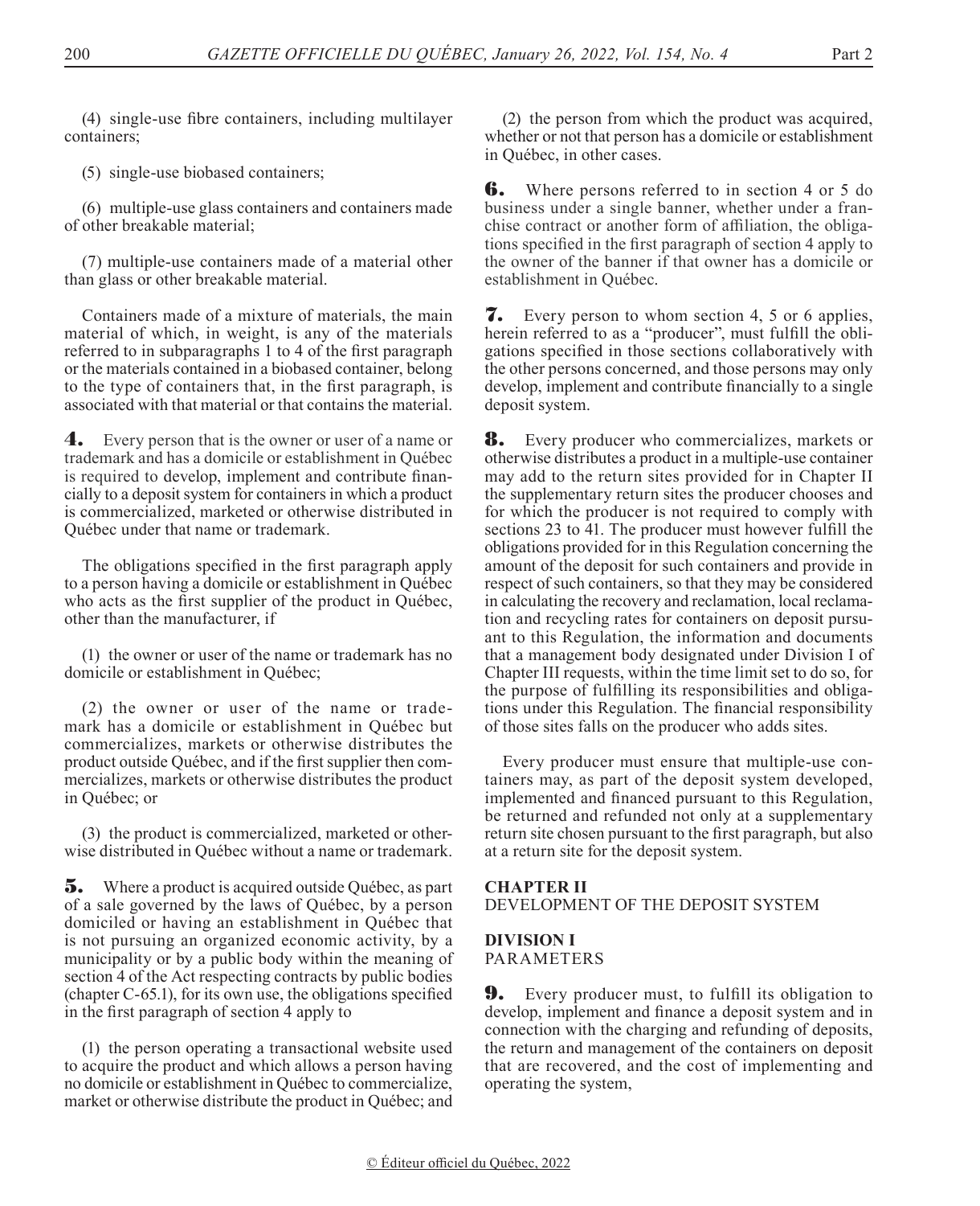(4) single-use fibre containers, including multilayer containers;

(5) single-use biobased containers;

(6) multiple-use glass containers and containers made of other breakable material;

(7) multiple-use containers made of a material other than glass or other breakable material.

Containers made of a mixture of materials, the main material of which, in weight, is any of the materials referred to in subparagraphs 1 to 4 of the first paragraph or the materials contained in a biobased container, belong to the type of containers that, in the first paragraph, is associated with that material or that contains the material.

**4.** Every person that is the owner or user of a name or trademark and has a domicile or establishment in Québec is required to develop, implement and contribute financially to a deposit system for containers in which a product is commercialized, marketed or otherwise distributed in Québec under that name or trademark.

The obligations specified in the first paragraph apply to a person having a domicile or establishment in Québec who acts as the first supplier of the product in Québec, other than the manufacturer, if

(1) the owner or user of the name or trademark has no domicile or establishment in Québec;

(2) the owner or user of the name or trademark has a domicile or establishment in Québec but commercializes, markets or otherwise distributes the product outside Québec, and if the first supplier then commercializes, markets or otherwise distributes the product in Québec; or

(3) the product is commercialized, marketed or otherwise distributed in Québec without a name or trademark.

**5.** Where a product is acquired outside Québec, as part of a sale governed by the laws of Québec, by a person domiciled or having an establishment in Québec that is not pursuing an organized economic activity, by a municipality or by a public body within the meaning of section 4 of the Act respecting contracts by public bodies (chapter C-65.1), for its own use, the obligations specified in the first paragraph of section 4 apply to

(1) the person operating a transactional website used to acquire the product and which allows a person having no domicile or establishment in Québec to commercialize, market or otherwise distribute the product in Québec; and

(2) the person from which the product was acquired, whether or not that person has a domicile or establishment in Québec, in other cases.

**6.** Where persons referred to in section 4 or 5 do business under a single banner, whether under a franchise contract or another form of affiliation, the obligations specified in the first paragraph of section 4 apply to the owner of the banner if that owner has a domicile or establishment in Québec.

**7.** Every person to whom section 4, 5 or 6 applies, herein referred to as a "producer", must fulfill the obligations specified in those sections collaboratively with the other persons concerned, and those persons may only develop, implement and contribute financially to a single deposit system.

**8.** Every producer who commercializes, markets or otherwise distributes a product in a multiple-use container may add to the return sites provided for in Chapter II the supplementary return sites the producer chooses and for which the producer is not required to comply with sections 23 to 41. The producer must however fulfill the obligations provided for in this Regulation concerning the amount of the deposit for such containers and provide in respect of such containers, so that they may be considered in calculating the recovery and reclamation, local reclamation and recycling rates for containers on deposit pursuant to this Regulation, the information and documents that a management body designated under Division I of Chapter III requests, within the time limit set to do so, for the purpose of fulfilling its responsibilities and obligations under this Regulation. The financial responsibility of those sites falls on the producer who adds sites.

Every producer must ensure that multiple-use containers may, as part of the deposit system developed, implemented and financed pursuant to this Regulation, be returned and refunded not only at a supplementary return site chosen pursuant to the first paragraph, but also at a return site for the deposit system.

## CHAPTER II
DEVELOPMENT OF THE DEPOSIT SYSTEM

### DIVISION I
PARAMETERS

**9.** Every producer must, to fulfill its obligation to develop, implement and finance a deposit system and in connection with the charging and refunding of deposits, the return and management of the containers on deposit that are recovered, and the cost of implementing and operating the system,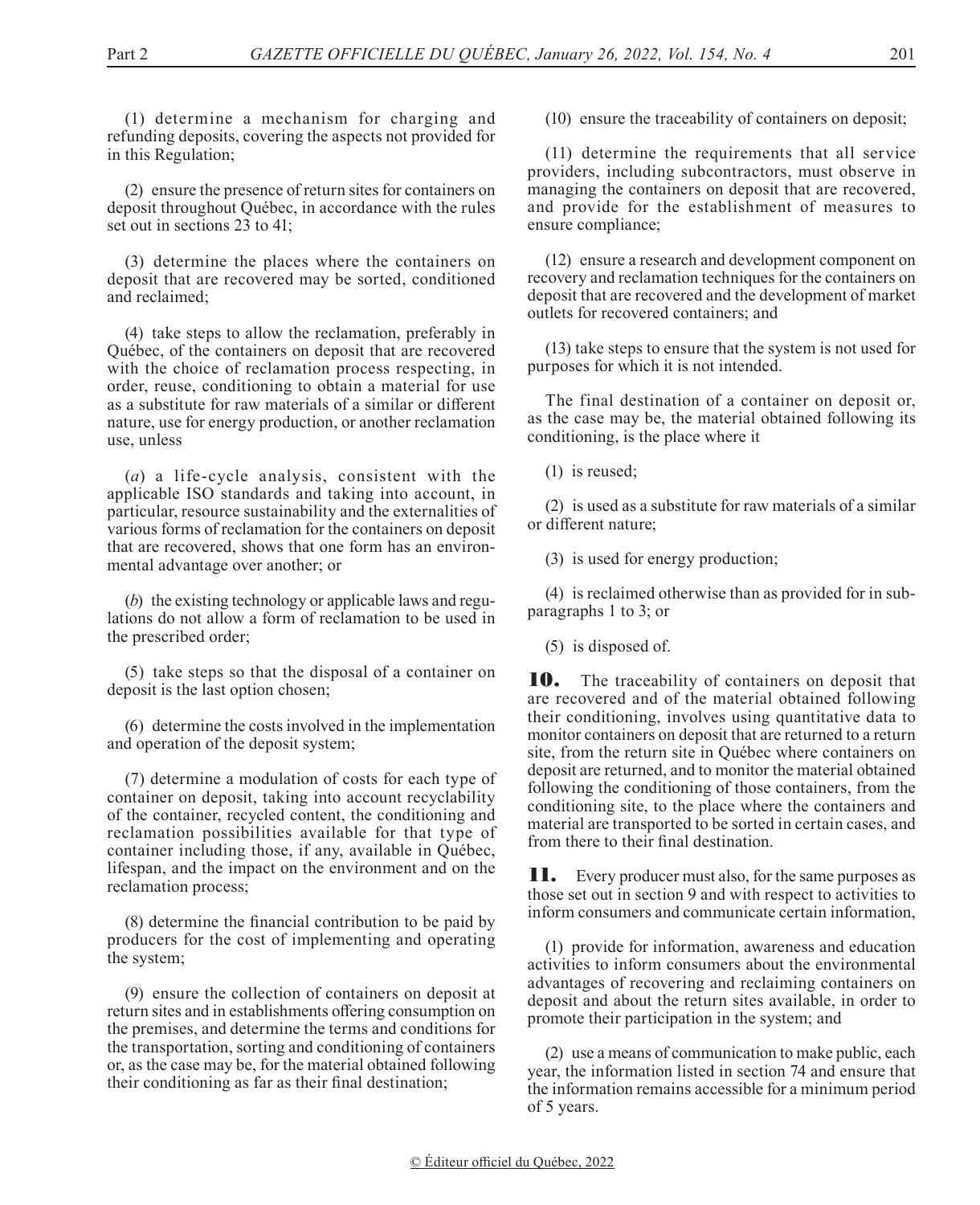(1) determine a mechanism for charging and refunding deposits, covering the aspects not provided for in this Regulation;

(2) ensure the presence of return sites for containers on deposit throughout Québec, in accordance with the rules set out in sections 23 to 41;

(3) determine the places where the containers on deposit that are recovered may be sorted, conditioned and reclaimed;

(4) take steps to allow the reclamation, preferably in Québec, of the containers on deposit that are recovered with the choice of reclamation process respecting, in order, reuse, conditioning to obtain a material for use as a substitute for raw materials of a similar or different nature, use for energy production, or another reclamation use, unless

(*a*) a life-cycle analysis, consistent with the applicable ISO standards and taking into account, in particular, resource sustainability and the externalities of various forms of reclamation for the containers on deposit that are recovered, shows that one form has an environmental advantage over another; or

(*b*) the existing technology or applicable laws and regulations do not allow a form of reclamation to be used in the prescribed order;

(5) take steps so that the disposal of a container on deposit is the last option chosen;

(6) determine the costs involved in the implementation and operation of the deposit system;

(7) determine a modulation of costs for each type of container on deposit, taking into account recyclability of the container, recycled content, the conditioning and reclamation possibilities available for that type of container including those, if any, available in Québec, lifespan, and the impact on the environment and on the reclamation process;

(8) determine the financial contribution to be paid by producers for the cost of implementing and operating the system;

(9) ensure the collection of containers on deposit at return sites and in establishments offering consumption on the premises, and determine the terms and conditions for the transportation, sorting and conditioning of containers or, as the case may be, for the material obtained following their conditioning as far as their final destination;

(10) ensure the traceability of containers on deposit;

(11) determine the requirements that all service providers, including subcontractors, must observe in managing the containers on deposit that are recovered, and provide for the establishment of measures to ensure compliance;

(12) ensure a research and development component on recovery and reclamation techniques for the containers on deposit that are recovered and the development of market outlets for recovered containers; and

(13) take steps to ensure that the system is not used for purposes for which it is not intended.

The final destination of a container on deposit or, as the case may be, the material obtained following its conditioning, is the place where it

(1) is reused;

(2) is used as a substitute for raw materials of a similar or different nature;

(3) is used for energy production;

(4) is reclaimed otherwise than as provided for in subparagraphs 1 to 3; or

(5) is disposed of.

**10.** The traceability of containers on deposit that are recovered and of the material obtained following their conditioning, involves using quantitative data to monitor containers on deposit that are returned to a return site, from the return site in Québec where containers on deposit are returned, and to monitor the material obtained following the conditioning of those containers, from the conditioning site, to the place where the containers and material are transported to be sorted in certain cases, and from there to their final destination.

**11.** Every producer must also, for the same purposes as those set out in section 9 and with respect to activities to inform consumers and communicate certain information,

(1) provide for information, awareness and education activities to inform consumers about the environmental advantages of recovering and reclaiming containers on deposit and about the return sites available, in order to promote their participation in the system; and

(2) use a means of communication to make public, each year, the information listed in section 74 and ensure that the information remains accessible for a minimum period of 5 years.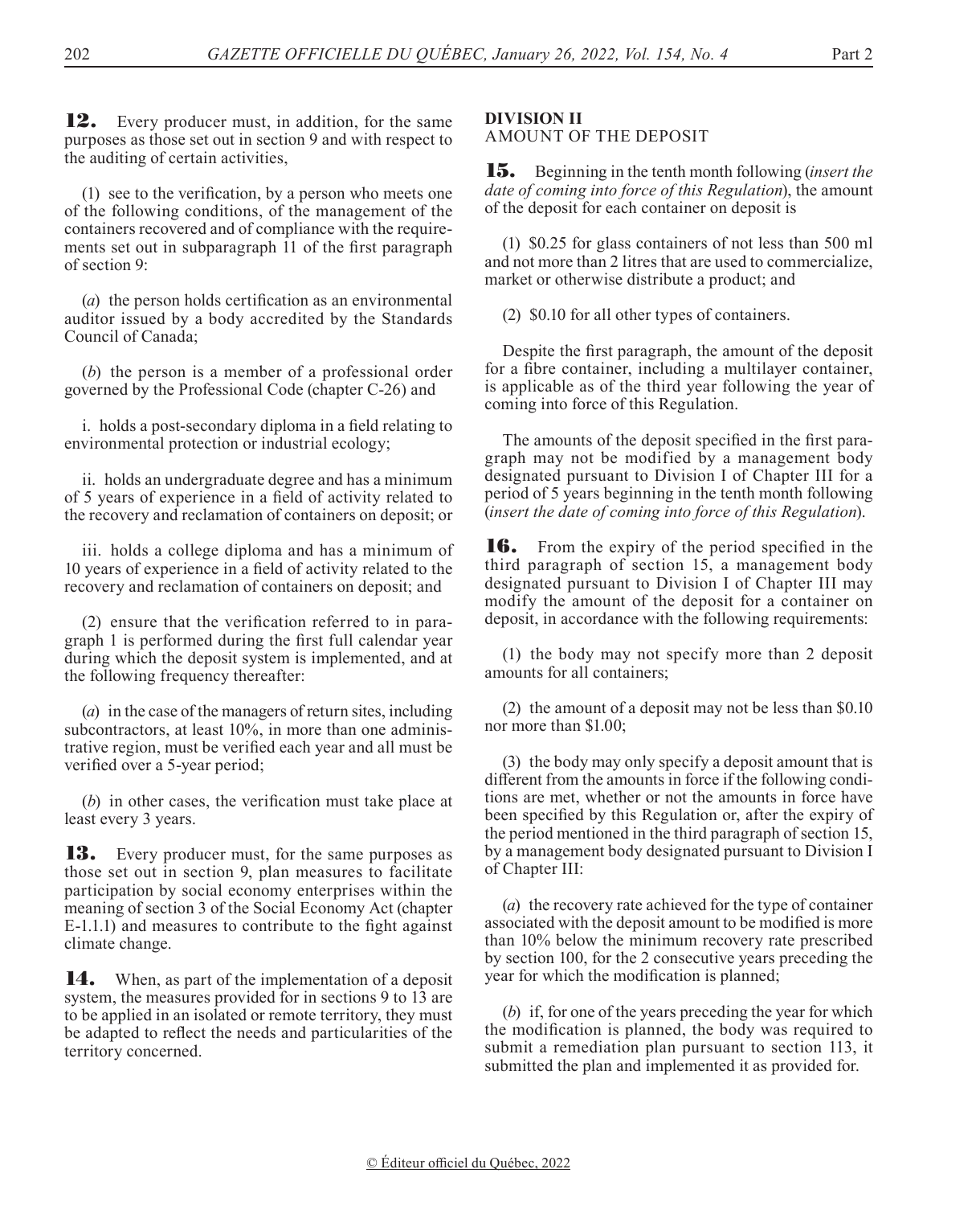**12.** Every producer must, in addition, for the same purposes as those set out in section 9 and with respect to the auditing of certain activities,

(1) see to the verification, by a person who meets one of the following conditions, of the management of the containers recovered and of compliance with the requirements set out in subparagraph 11 of the first paragraph of section 9:

(*a*) the person holds certification as an environmental auditor issued by a body accredited by the Standards Council of Canada;

(*b*) the person is a member of a professional order governed by the Professional Code (chapter C-26) and

i. holds a post-secondary diploma in a field relating to environmental protection or industrial ecology;

ii. holds an undergraduate degree and has a minimum of 5 years of experience in a field of activity related to the recovery and reclamation of containers on deposit; or

iii. holds a college diploma and has a minimum of 10 years of experience in a field of activity related to the recovery and reclamation of containers on deposit; and

(2) ensure that the verification referred to in paragraph 1 is performed during the first full calendar year during which the deposit system is implemented, and at the following frequency thereafter:

(*a*) in the case of the managers of return sites, including subcontractors, at least 10%, in more than one administrative region, must be verified each year and all must be verified over a 5-year period;

(*b*) in other cases, the verification must take place at least every 3 years.

**13.** Every producer must, for the same purposes as those set out in section 9, plan measures to facilitate participation by social economy enterprises within the meaning of section 3 of the Social Economy Act (chapter E-1.1.1) and measures to contribute to the fight against climate change.

**14.** When, as part of the implementation of a deposit system, the measures provided for in sections 9 to 13 are to be applied in an isolated or remote territory, they must be adapted to reflect the needs and particularities of the territory concerned.

**DIVISION II**
AMOUNT OF THE DEPOSIT

**15.** Beginning in the tenth month following (*insert the date of coming into force of this Regulation*), the amount of the deposit for each container on deposit is

(1) $0.25 for glass containers of not less than 500 ml and not more than 2 litres that are used to commercialize, market or otherwise distribute a product; and

(2) $0.10 for all other types of containers.

Despite the first paragraph, the amount of the deposit for a fibre container, including a multilayer container, is applicable as of the third year following the year of coming into force of this Regulation.

The amounts of the deposit specified in the first paragraph may not be modified by a management body designated pursuant to Division I of Chapter III for a period of 5 years beginning in the tenth month following (*insert the date of coming into force of this Regulation*).

**16.** From the expiry of the period specified in the third paragraph of section 15, a management body designated pursuant to Division I of Chapter III may modify the amount of the deposit for a container on deposit, in accordance with the following requirements:

(1) the body may not specify more than 2 deposit amounts for all containers;

(2) the amount of a deposit may not be less than $0.10 nor more than $1.00;

(3) the body may only specify a deposit amount that is different from the amounts in force if the following conditions are met, whether or not the amounts in force have been specified by this Regulation or, after the expiry of the period mentioned in the third paragraph of section 15, by a management body designated pursuant to Division I of Chapter III:

(*a*) the recovery rate achieved for the type of container associated with the deposit amount to be modified is more than 10% below the minimum recovery rate prescribed by section 100, for the 2 consecutive years preceding the year for which the modification is planned;

(*b*) if, for one of the years preceding the year for which the modification is planned, the body was required to submit a remediation plan pursuant to section 113, it submitted the plan and implemented it as provided for.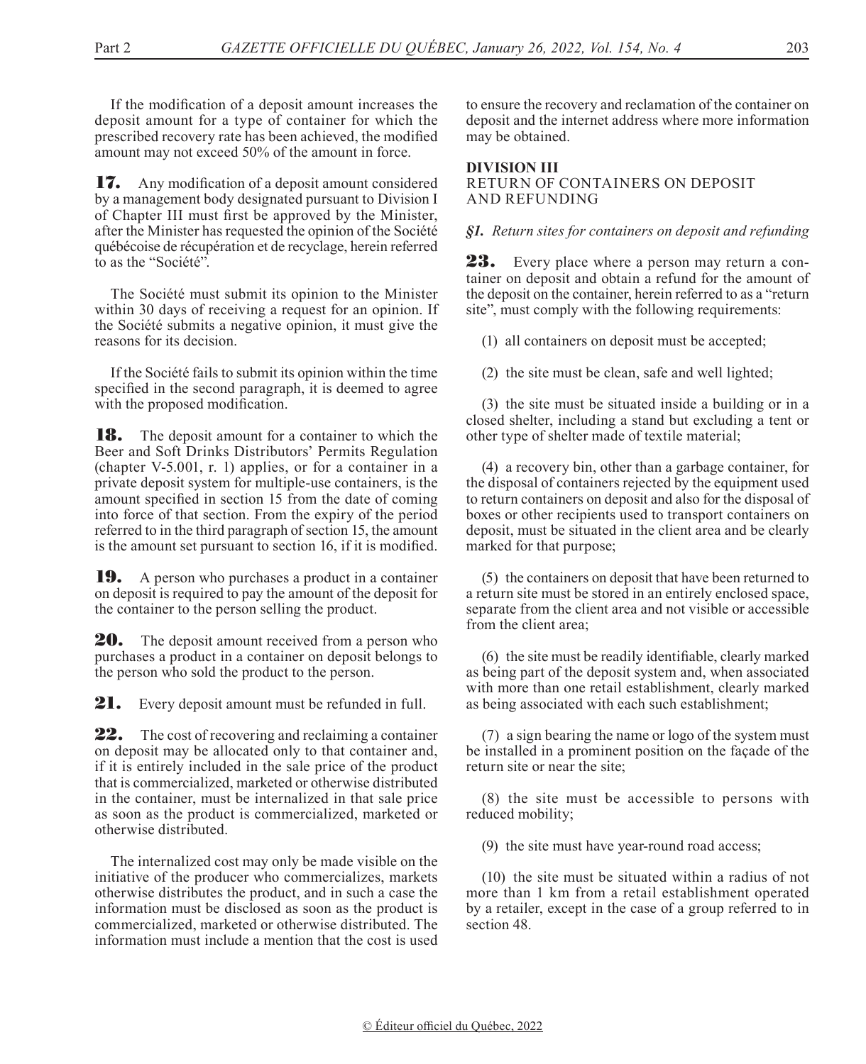If the modification of a deposit amount increases the deposit amount for a type of container for which the prescribed recovery rate has been achieved, the modified amount may not exceed 50% of the amount in force.

**17.** Any modification of a deposit amount considered by a management body designated pursuant to Division I of Chapter III must first be approved by the Minister, after the Minister has requested the opinion of the Société québécoise de récupération et de recyclage, herein referred to as the "Société".

The Société must submit its opinion to the Minister within 30 days of receiving a request for an opinion. If the Société submits a negative opinion, it must give the reasons for its decision.

If the Société fails to submit its opinion within the time specified in the second paragraph, it is deemed to agree with the proposed modification.

**18.** The deposit amount for a container to which the Beer and Soft Drinks Distributors' Permits Regulation (chapter V-5.001, r. 1) applies, or for a container in a private deposit system for multiple-use containers, is the amount specified in section 15 from the date of coming into force of that section. From the expiry of the period referred to in the third paragraph of section 15, the amount is the amount set pursuant to section 16, if it is modified.

**19.** A person who purchases a product in a container on deposit is required to pay the amount of the deposit for the container to the person selling the product.

**20.** The deposit amount received from a person who purchases a product in a container on deposit belongs to the person who sold the product to the person.

**21.** Every deposit amount must be refunded in full.

**22.** The cost of recovering and reclaiming a container on deposit may be allocated only to that container and, if it is entirely included in the sale price of the product that is commercialized, marketed or otherwise distributed in the container, must be internalized in that sale price as soon as the product is commercialized, marketed or otherwise distributed.

The internalized cost may only be made visible on the initiative of the producer who commercializes, markets otherwise distributes the product, and in such a case the information must be disclosed as soon as the product is commercialized, marketed or otherwise distributed. The information must include a mention that the cost is used to ensure the recovery and reclamation of the container on deposit and the internet address where more information may be obtained.

**DIVISION III**
RETURN OF CONTAINERS ON DEPOSIT AND REFUNDING

*§1. Return sites for containers on deposit and refunding*

**23.** Every place where a person may return a container on deposit and obtain a refund for the amount of the deposit on the container, herein referred to as a "return site", must comply with the following requirements:

(1) all containers on deposit must be accepted;

(2) the site must be clean, safe and well lighted;

(3) the site must be situated inside a building or in a closed shelter, including a stand but excluding a tent or other type of shelter made of textile material;

(4) a recovery bin, other than a garbage container, for the disposal of containers rejected by the equipment used to return containers on deposit and also for the disposal of boxes or other recipients used to transport containers on deposit, must be situated in the client area and be clearly marked for that purpose;

(5) the containers on deposit that have been returned to a return site must be stored in an entirely enclosed space, separate from the client area and not visible or accessible from the client area;

(6) the site must be readily identifiable, clearly marked as being part of the deposit system and, when associated with more than one retail establishment, clearly marked as being associated with each such establishment;

(7) a sign bearing the name or logo of the system must be installed in a prominent position on the façade of the return site or near the site;

(8) the site must be accessible to persons with reduced mobility;

(9) the site must have year-round road access;

(10) the site must be situated within a radius of not more than 1 km from a retail establishment operated by a retailer, except in the case of a group referred to in section 48.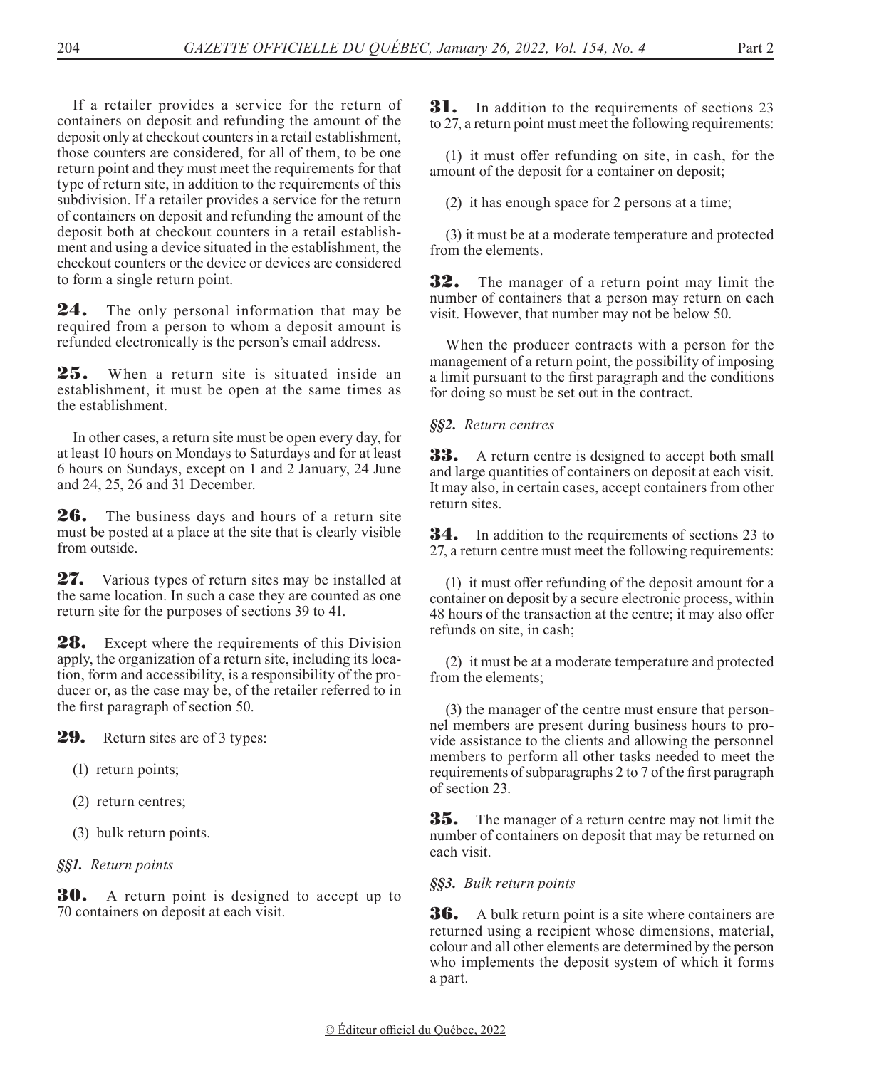If a retailer provides a service for the return of containers on deposit and refunding the amount of the deposit only at checkout counters in a retail establishment, those counters are considered, for all of them, to be one return point and they must meet the requirements for that type of return site, in addition to the requirements of this subdivision. If a retailer provides a service for the return of containers on deposit and refunding the amount of the deposit both at checkout counters in a retail establishment and using a device situated in the establishment, the checkout counters or the device or devices are considered to form a single return point.

**24.** The only personal information that may be required from a person to whom a deposit amount is refunded electronically is the person's email address.

**25.** When a return site is situated inside an establishment, it must be open at the same times as the establishment.

In other cases, a return site must be open every day, for at least 10 hours on Mondays to Saturdays and for at least 6 hours on Sundays, except on 1 and 2 January, 24 June and 24, 25, 26 and 31 December.

**26.** The business days and hours of a return site must be posted at a place at the site that is clearly visible from outside.

**27.** Various types of return sites may be installed at the same location. In such a case they are counted as one return site for the purposes of sections 39 to 41.

**28.** Except where the requirements of this Division apply, the organization of a return site, including its location, form and accessibility, is a responsibility of the producer or, as the case may be, of the retailer referred to in the first paragraph of section 50.

**29.** Return sites are of 3 types:

(1) return points;

(2) return centres;

(3) bulk return points.

*§§1. Return points*

**30.** A return point is designed to accept up to 70 containers on deposit at each visit.

**31.** In addition to the requirements of sections 23 to 27, a return point must meet the following requirements:

(1) it must offer refunding on site, in cash, for the amount of the deposit for a container on deposit;

(2) it has enough space for 2 persons at a time;

(3) it must be at a moderate temperature and protected from the elements.

**32.** The manager of a return point may limit the number of containers that a person may return on each visit. However, that number may not be below 50.

When the producer contracts with a person for the management of a return point, the possibility of imposing a limit pursuant to the first paragraph and the conditions for doing so must be set out in the contract.

*§§2. Return centres*

**33.** A return centre is designed to accept both small and large quantities of containers on deposit at each visit. It may also, in certain cases, accept containers from other return sites.

**34.** In addition to the requirements of sections 23 to 27, a return centre must meet the following requirements:

(1) it must offer refunding of the deposit amount for a container on deposit by a secure electronic process, within 48 hours of the transaction at the centre; it may also offer refunds on site, in cash;

(2) it must be at a moderate temperature and protected from the elements;

(3) the manager of the centre must ensure that personnel members are present during business hours to provide assistance to the clients and allowing the personnel members to perform all other tasks needed to meet the requirements of subparagraphs 2 to 7 of the first paragraph of section 23.

**35.** The manager of a return centre may not limit the number of containers on deposit that may be returned on each visit.

*§§3. Bulk return points*

**36.** A bulk return point is a site where containers are returned using a recipient whose dimensions, material, colour and all other elements are determined by the person who implements the deposit system of which it forms a part.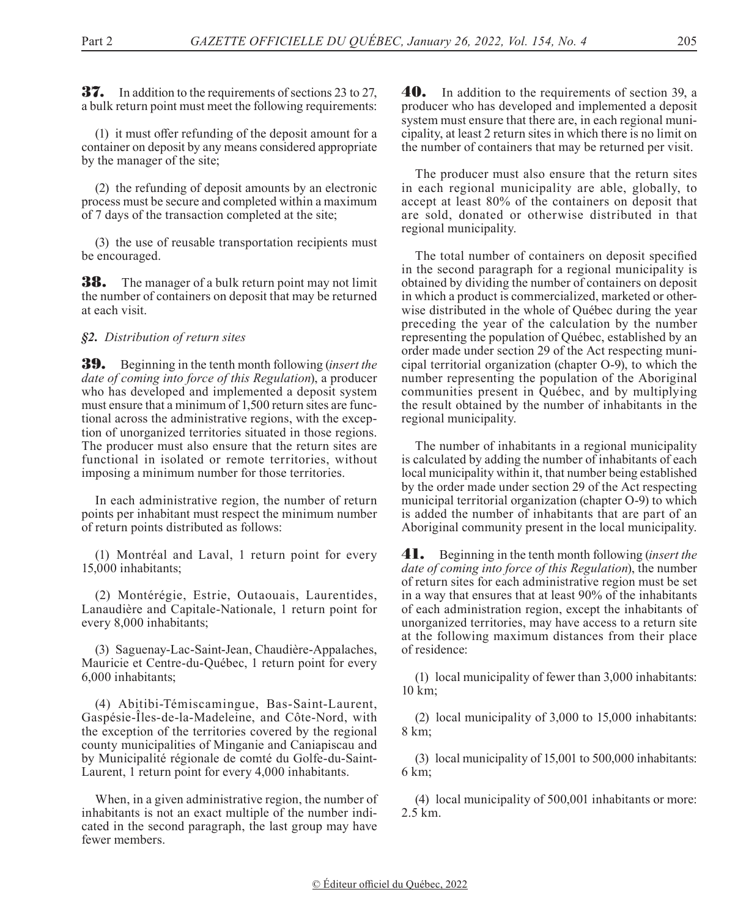**37.** In addition to the requirements of sections 23 to 27, a bulk return point must meet the following requirements:

(1) it must offer refunding of the deposit amount for a container on deposit by any means considered appropriate by the manager of the site;

(2) the refunding of deposit amounts by an electronic process must be secure and completed within a maximum of 7 days of the transaction completed at the site;

(3) the use of reusable transportation recipients must be encouraged.

**38.** The manager of a bulk return point may not limit the number of containers on deposit that may be returned at each visit.

*§2. Distribution of return sites*

**39.** Beginning in the tenth month following (*insert the date of coming into force of this Regulation*), a producer who has developed and implemented a deposit system must ensure that a minimum of 1,500 return sites are functional across the administrative regions, with the exception of unorganized territories situated in those regions. The producer must also ensure that the return sites are functional in isolated or remote territories, without imposing a minimum number for those territories.

In each administrative region, the number of return points per inhabitant must respect the minimum number of return points distributed as follows:

(1) Montréal and Laval, 1 return point for every 15,000 inhabitants;

(2) Montérégie, Estrie, Outaouais, Laurentides, Lanaudière and Capitale-Nationale, 1 return point for every 8,000 inhabitants;

(3) Saguenay-Lac-Saint-Jean, Chaudière-Appalaches, Mauricie et Centre-du-Québec, 1 return point for every 6,000 inhabitants;

(4) Abitibi-Témiscamingue, Bas-Saint-Laurent, Gaspésie-Îles-de-la-Madeleine, and Côte-Nord, with the exception of the territories covered by the regional county municipalities of Minganie and Caniapiscau and by Municipalité régionale de comté du Golfe-du-Saint-Laurent, 1 return point for every 4,000 inhabitants.

When, in a given administrative region, the number of inhabitants is not an exact multiple of the number indicated in the second paragraph, the last group may have fewer members.

**40.** In addition to the requirements of section 39, a producer who has developed and implemented a deposit system must ensure that there are, in each regional municipality, at least 2 return sites in which there is no limit on the number of containers that may be returned per visit.

The producer must also ensure that the return sites in each regional municipality are able, globally, to accept at least 80% of the containers on deposit that are sold, donated or otherwise distributed in that regional municipality.

The total number of containers on deposit specified in the second paragraph for a regional municipality is obtained by dividing the number of containers on deposit in which a product is commercialized, marketed or otherwise distributed in the whole of Québec during the year preceding the year of the calculation by the number representing the population of Québec, established by an order made under section 29 of the Act respecting municipal territorial organization (chapter O-9), to which the number representing the population of the Aboriginal communities present in Québec, and by multiplying the result obtained by the number of inhabitants in the regional municipality.

The number of inhabitants in a regional municipality is calculated by adding the number of inhabitants of each local municipality within it, that number being established by the order made under section 29 of the Act respecting municipal territorial organization (chapter O-9) to which is added the number of inhabitants that are part of an Aboriginal community present in the local municipality.

**41.** Beginning in the tenth month following (*insert the date of coming into force of this Regulation*), the number of return sites for each administrative region must be set in a way that ensures that at least 90% of the inhabitants of each administration region, except the inhabitants of unorganized territories, may have access to a return site at the following maximum distances from their place of residence:

(1) local municipality of fewer than 3,000 inhabitants: 10 km;

(2) local municipality of 3,000 to 15,000 inhabitants: 8 km;

(3) local municipality of 15,001 to 500,000 inhabitants: 6 km;

(4) local municipality of 500,001 inhabitants or more: 2.5 km.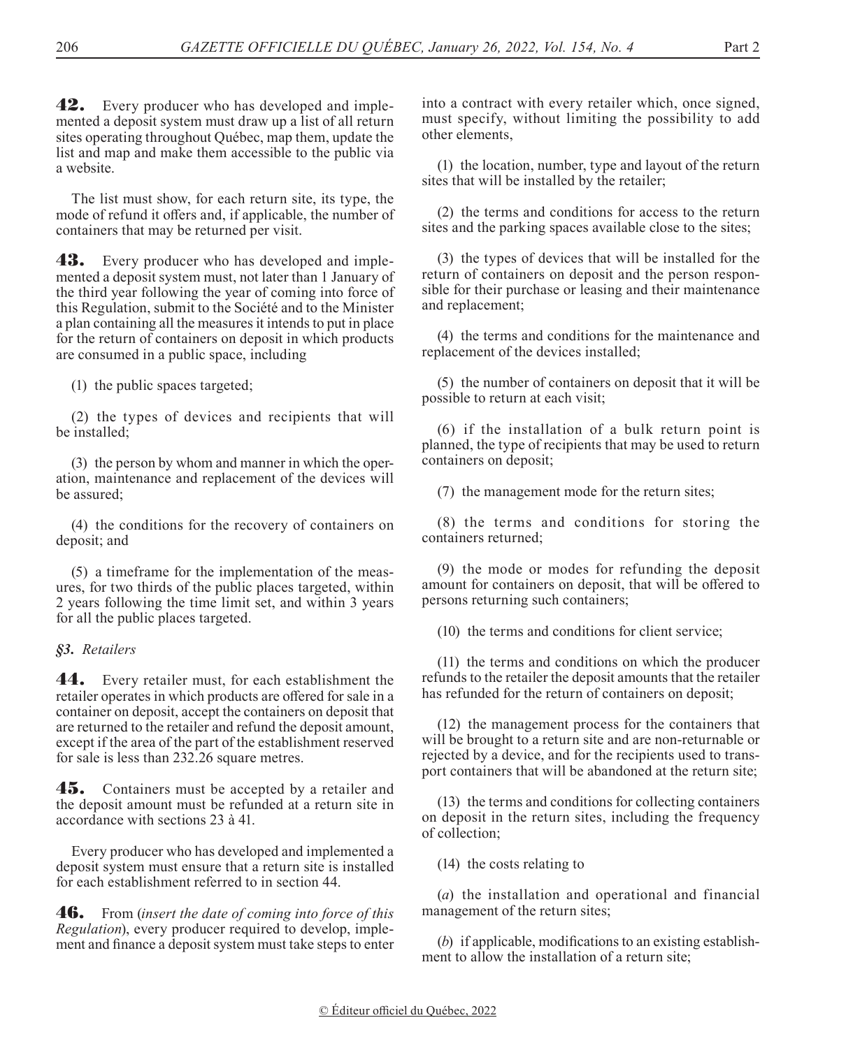**42.** Every producer who has developed and implemented a deposit system must draw up a list of all return sites operating throughout Québec, map them, update the list and map and make them accessible to the public via a website.

The list must show, for each return site, its type, the mode of refund it offers and, if applicable, the number of containers that may be returned per visit.

**43.** Every producer who has developed and implemented a deposit system must, not later than 1 January of the third year following the year of coming into force of this Regulation, submit to the Société and to the Minister a plan containing all the measures it intends to put in place for the return of containers on deposit in which products are consumed in a public space, including

(1) the public spaces targeted;

(2) the types of devices and recipients that will be installed;

(3) the person by whom and manner in which the operation, maintenance and replacement of the devices will be assured;

(4) the conditions for the recovery of containers on deposit; and

(5) a timeframe for the implementation of the measures, for two thirds of the public places targeted, within 2 years following the time limit set, and within 3 years for all the public places targeted.

### *§3. Retailers*

**44.** Every retailer must, for each establishment the retailer operates in which products are offered for sale in a container on deposit, accept the containers on deposit that are returned to the retailer and refund the deposit amount, except if the area of the part of the establishment reserved for sale is less than 232.26 square metres.

**45.** Containers must be accepted by a retailer and the deposit amount must be refunded at a return site in accordance with sections 23 à 41.

Every producer who has developed and implemented a deposit system must ensure that a return site is installed for each establishment referred to in section 44.

**46.** From (*insert the date of coming into force of this Regulation*), every producer required to develop, implement and finance a deposit system must take steps to enter into a contract with every retailer which, once signed, must specify, without limiting the possibility to add other elements,

(1) the location, number, type and layout of the return sites that will be installed by the retailer;

(2) the terms and conditions for access to the return sites and the parking spaces available close to the sites;

(3) the types of devices that will be installed for the return of containers on deposit and the person responsible for their purchase or leasing and their maintenance and replacement;

(4) the terms and conditions for the maintenance and replacement of the devices installed;

(5) the number of containers on deposit that it will be possible to return at each visit;

(6) if the installation of a bulk return point is planned, the type of recipients that may be used to return containers on deposit;

(7) the management mode for the return sites;

(8) the terms and conditions for storing the containers returned;

(9) the mode or modes for refunding the deposit amount for containers on deposit, that will be offered to persons returning such containers;

(10) the terms and conditions for client service;

(11) the terms and conditions on which the producer refunds to the retailer the deposit amounts that the retailer has refunded for the return of containers on deposit;

(12) the management process for the containers that will be brought to a return site and are non-returnable or rejected by a device, and for the recipients used to transport containers that will be abandoned at the return site;

(13) the terms and conditions for collecting containers on deposit in the return sites, including the frequency of collection;

(14) the costs relating to

(*a*) the installation and operational and financial management of the return sites;

(*b*) if applicable, modifications to an existing establishment to allow the installation of a return site;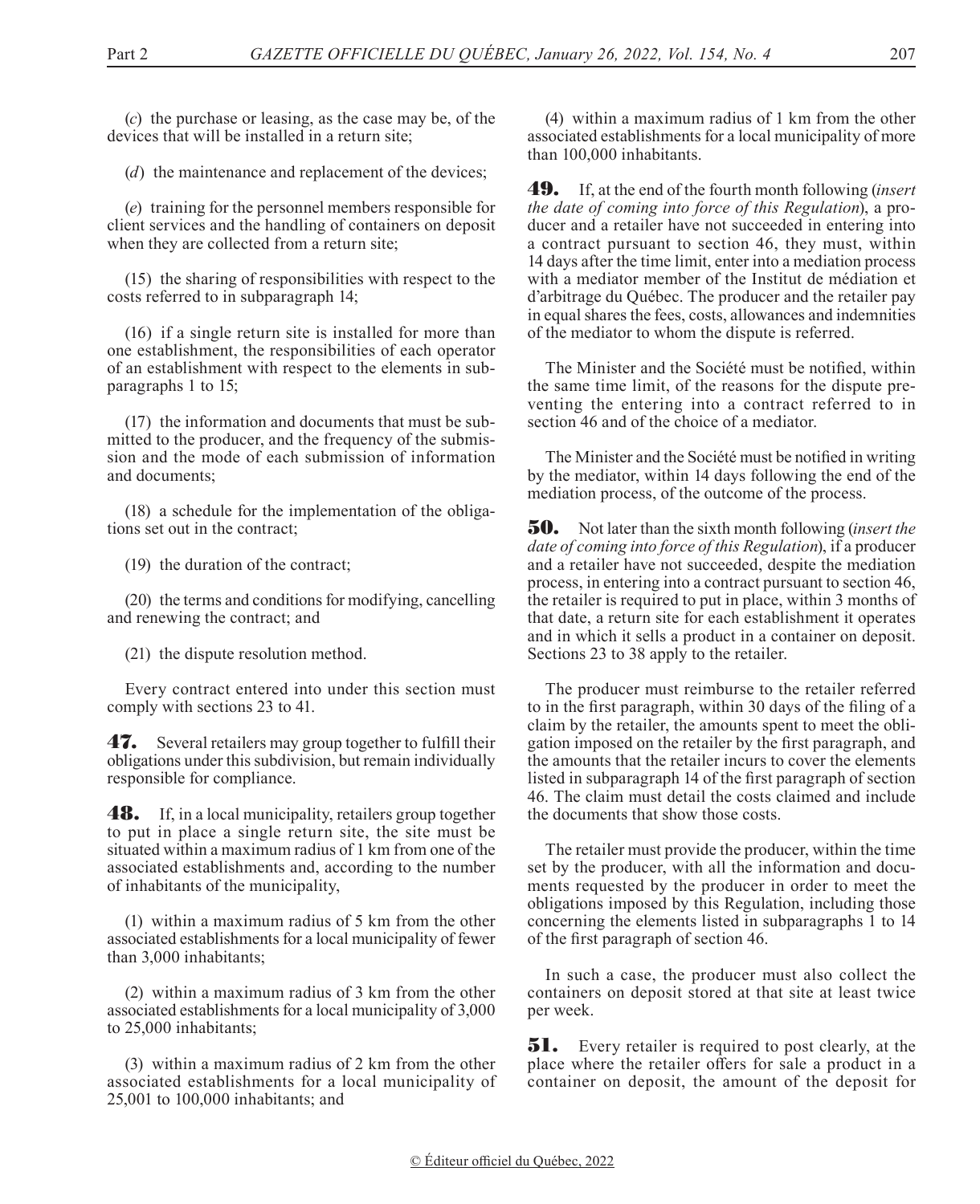(*c*) the purchase or leasing, as the case may be, of the devices that will be installed in a return site;

(*d*) the maintenance and replacement of the devices;

(*e*) training for the personnel members responsible for client services and the handling of containers on deposit when they are collected from a return site;

(15) the sharing of responsibilities with respect to the costs referred to in subparagraph 14;

(16) if a single return site is installed for more than one establishment, the responsibilities of each operator of an establishment with respect to the elements in subparagraphs 1 to 15;

(17) the information and documents that must be submitted to the producer, and the frequency of the submission and the mode of each submission of information and documents;

(18) a schedule for the implementation of the obligations set out in the contract;

(19) the duration of the contract;

(20) the terms and conditions for modifying, cancelling and renewing the contract; and

(21) the dispute resolution method.

Every contract entered into under this section must comply with sections 23 to 41.

**47.** Several retailers may group together to fulfill their obligations under this subdivision, but remain individually responsible for compliance.

**48.** If, in a local municipality, retailers group together to put in place a single return site, the site must be situated within a maximum radius of 1 km from one of the associated establishments and, according to the number of inhabitants of the municipality,

(1) within a maximum radius of 5 km from the other associated establishments for a local municipality of fewer than 3,000 inhabitants;

(2) within a maximum radius of 3 km from the other associated establishments for a local municipality of 3,000 to 25,000 inhabitants;

(3) within a maximum radius of 2 km from the other associated establishments for a local municipality of 25,001 to 100,000 inhabitants; and

(4) within a maximum radius of 1 km from the other associated establishments for a local municipality of more than 100,000 inhabitants.

**49.** If, at the end of the fourth month following (*insert the date of coming into force of this Regulation*), a producer and a retailer have not succeeded in entering into a contract pursuant to section 46, they must, within 14 days after the time limit, enter into a mediation process with a mediator member of the Institut de médiation et d'arbitrage du Québec. The producer and the retailer pay in equal shares the fees, costs, allowances and indemnities of the mediator to whom the dispute is referred.

The Minister and the Société must be notified, within the same time limit, of the reasons for the dispute preventing the entering into a contract referred to in section 46 and of the choice of a mediator.

The Minister and the Société must be notified in writing by the mediator, within 14 days following the end of the mediation process, of the outcome of the process.

**50.** Not later than the sixth month following (*insert the date of coming into force of this Regulation*), if a producer and a retailer have not succeeded, despite the mediation process, in entering into a contract pursuant to section 46, the retailer is required to put in place, within 3 months of that date, a return site for each establishment it operates and in which it sells a product in a container on deposit. Sections 23 to 38 apply to the retailer.

The producer must reimburse to the retailer referred to in the first paragraph, within 30 days of the filing of a claim by the retailer, the amounts spent to meet the obligation imposed on the retailer by the first paragraph, and the amounts that the retailer incurs to cover the elements listed in subparagraph 14 of the first paragraph of section 46. The claim must detail the costs claimed and include the documents that show those costs.

The retailer must provide the producer, within the time set by the producer, with all the information and documents requested by the producer in order to meet the obligations imposed by this Regulation, including those concerning the elements listed in subparagraphs 1 to 14 of the first paragraph of section 46.

In such a case, the producer must also collect the containers on deposit stored at that site at least twice per week.

**51.** Every retailer is required to post clearly, at the place where the retailer offers for sale a product in a container on deposit, the amount of the deposit for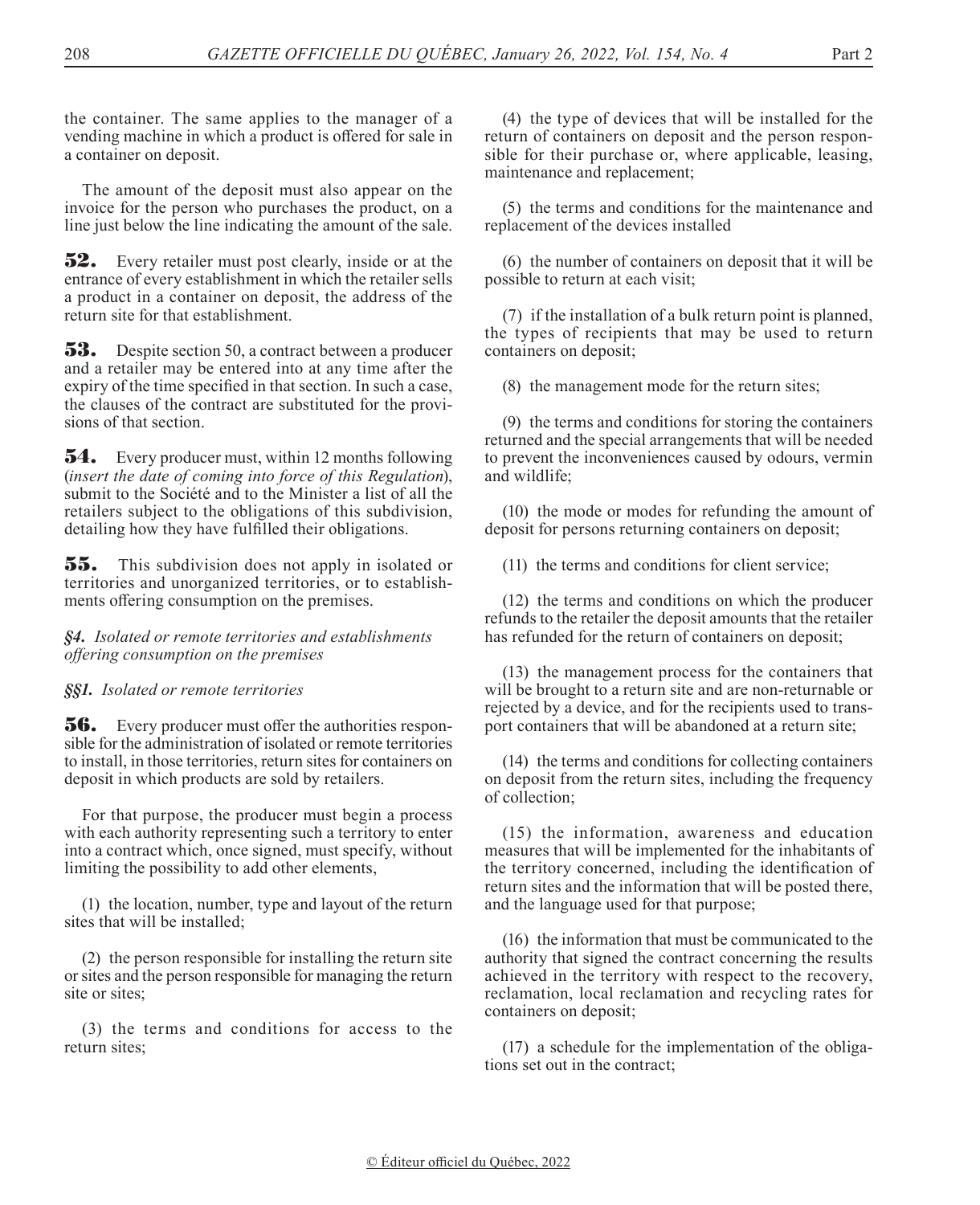the container. The same applies to the manager of a vending machine in which a product is offered for sale in a container on deposit.

The amount of the deposit must also appear on the invoice for the person who purchases the product, on a line just below the line indicating the amount of the sale.

**52.** Every retailer must post clearly, inside or at the entrance of every establishment in which the retailer sells a product in a container on deposit, the address of the return site for that establishment.

**53.** Despite section 50, a contract between a producer and a retailer may be entered into at any time after the expiry of the time specified in that section. In such a case, the clauses of the contract are substituted for the provisions of that section.

**54.** Every producer must, within 12 months following (*insert the date of coming into force of this Regulation*), submit to the Société and to the Minister a list of all the retailers subject to the obligations of this subdivision, detailing how they have fulfilled their obligations.

**55.** This subdivision does not apply in isolated or territories and unorganized territories, or to establishments offering consumption on the premises.

*§4. Isolated or remote territories and establishments offering consumption on the premises*

*§§1. Isolated or remote territories*

**56.** Every producer must offer the authorities responsible for the administration of isolated or remote territories to install, in those territories, return sites for containers on deposit in which products are sold by retailers.

For that purpose, the producer must begin a process with each authority representing such a territory to enter into a contract which, once signed, must specify, without limiting the possibility to add other elements,

(1) the location, number, type and layout of the return sites that will be installed;

(2) the person responsible for installing the return site or sites and the person responsible for managing the return site or sites;

(3) the terms and conditions for access to the return sites;

(4) the type of devices that will be installed for the return of containers on deposit and the person responsible for their purchase or, where applicable, leasing, maintenance and replacement;

(5) the terms and conditions for the maintenance and replacement of the devices installed

(6) the number of containers on deposit that it will be possible to return at each visit;

(7) if the installation of a bulk return point is planned, the types of recipients that may be used to return containers on deposit;

(8) the management mode for the return sites;

(9) the terms and conditions for storing the containers returned and the special arrangements that will be needed to prevent the inconveniences caused by odours, vermin and wildlife;

(10) the mode or modes for refunding the amount of deposit for persons returning containers on deposit;

(11) the terms and conditions for client service;

(12) the terms and conditions on which the producer refunds to the retailer the deposit amounts that the retailer has refunded for the return of containers on deposit;

(13) the management process for the containers that will be brought to a return site and are non-returnable or rejected by a device, and for the recipients used to transport containers that will be abandoned at a return site;

(14) the terms and conditions for collecting containers on deposit from the return sites, including the frequency of collection;

(15) the information, awareness and education measures that will be implemented for the inhabitants of the territory concerned, including the identification of return sites and the information that will be posted there, and the language used for that purpose;

(16) the information that must be communicated to the authority that signed the contract concerning the results achieved in the territory with respect to the recovery, reclamation, local reclamation and recycling rates for containers on deposit;

(17) a schedule for the implementation of the obligations set out in the contract;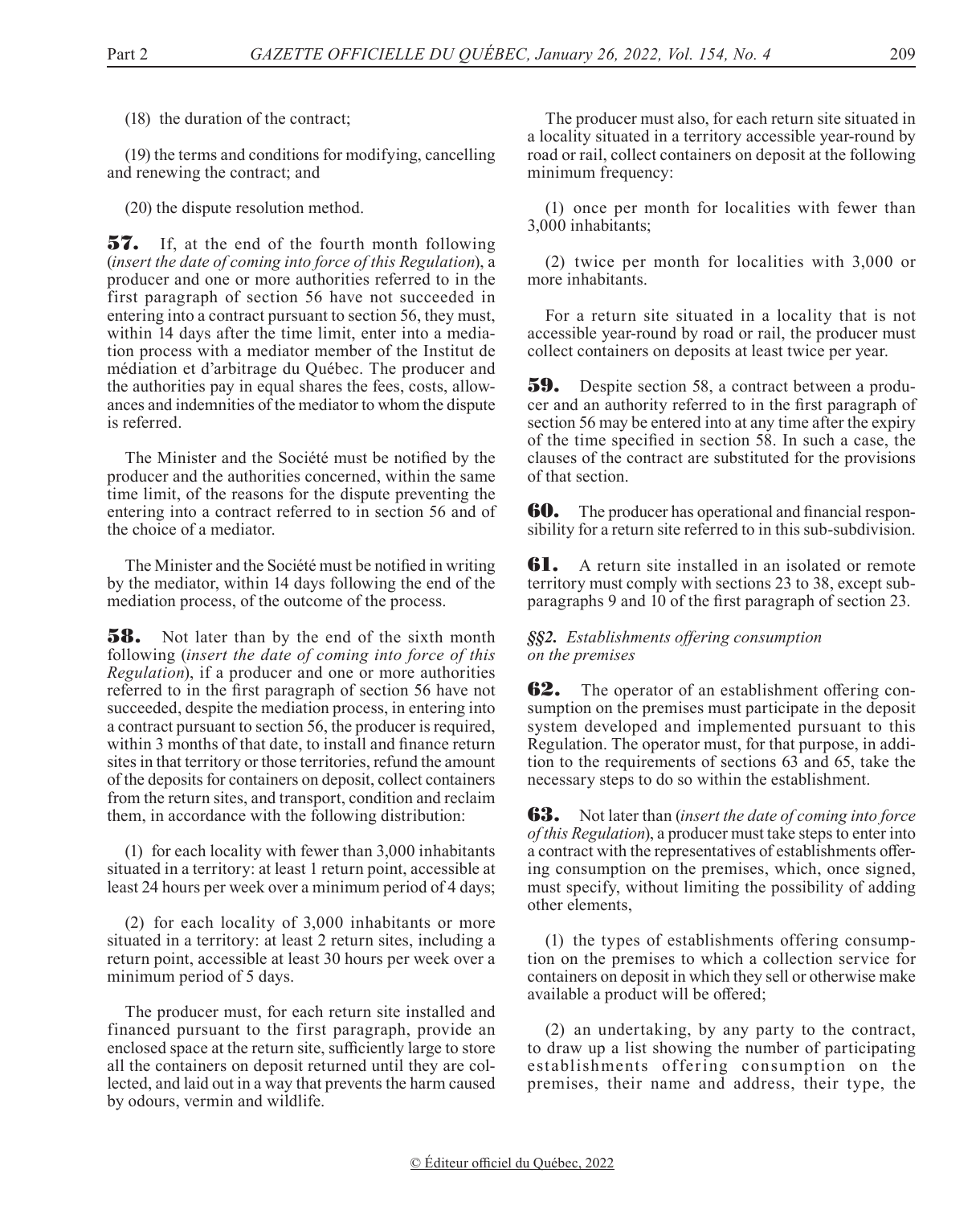(18) the duration of the contract;

(19) the terms and conditions for modifying, cancelling and renewing the contract; and

(20) the dispute resolution method.

**57.** If, at the end of the fourth month following (*insert the date of coming into force of this Regulation*), a producer and one or more authorities referred to in the first paragraph of section 56 have not succeeded in entering into a contract pursuant to section 56, they must, within 14 days after the time limit, enter into a mediation process with a mediator member of the Institut de médiation et d'arbitrage du Québec. The producer and the authorities pay in equal shares the fees, costs, allowances and indemnities of the mediator to whom the dispute is referred.

The Minister and the Société must be notified by the producer and the authorities concerned, within the same time limit, of the reasons for the dispute preventing the entering into a contract referred to in section 56 and of the choice of a mediator.

The Minister and the Société must be notified in writing by the mediator, within 14 days following the end of the mediation process, of the outcome of the process.

**58.** Not later than by the end of the sixth month following (*insert the date of coming into force of this Regulation*), if a producer and one or more authorities referred to in the first paragraph of section 56 have not succeeded, despite the mediation process, in entering into a contract pursuant to section 56, the producer is required, within 3 months of that date, to install and finance return sites in that territory or those territories, refund the amount of the deposits for containers on deposit, collect containers from the return sites, and transport, condition and reclaim them, in accordance with the following distribution:

(1) for each locality with fewer than 3,000 inhabitants situated in a territory: at least 1 return point, accessible at least 24 hours per week over a minimum period of 4 days;

(2) for each locality of 3,000 inhabitants or more situated in a territory: at least 2 return sites, including a return point, accessible at least 30 hours per week over a minimum period of 5 days.

The producer must, for each return site installed and financed pursuant to the first paragraph, provide an enclosed space at the return site, sufficiently large to store all the containers on deposit returned until they are collected, and laid out in a way that prevents the harm caused by odours, vermin and wildlife.

The producer must also, for each return site situated in a locality situated in a territory accessible year-round by road or rail, collect containers on deposit at the following minimum frequency:

(1) once per month for localities with fewer than 3,000 inhabitants;

(2) twice per month for localities with 3,000 or more inhabitants.

For a return site situated in a locality that is not accessible year-round by road or rail, the producer must collect containers on deposits at least twice per year.

**59.** Despite section 58, a contract between a producer and an authority referred to in the first paragraph of section 56 may be entered into at any time after the expiry of the time specified in section 58. In such a case, the clauses of the contract are substituted for the provisions of that section.

**60.** The producer has operational and financial responsibility for a return site referred to in this sub-subdivision.

**61.** A return site installed in an isolated or remote territory must comply with sections 23 to 38, except subparagraphs 9 and 10 of the first paragraph of section 23.

*§§2. Establishments offering consumption on the premises*

**62.** The operator of an establishment offering consumption on the premises must participate in the deposit system developed and implemented pursuant to this Regulation. The operator must, for that purpose, in addition to the requirements of sections 63 and 65, take the necessary steps to do so within the establishment.

**63.** Not later than (*insert the date of coming into force of this Regulation*), a producer must take steps to enter into a contract with the representatives of establishments offering consumption on the premises, which, once signed, must specify, without limiting the possibility of adding other elements,

(1) the types of establishments offering consumption on the premises to which a collection service for containers on deposit in which they sell or otherwise make available a product will be offered;

(2) an undertaking, by any party to the contract, to draw up a list showing the number of participating establishments offering consumption on the premises, their name and address, their type, the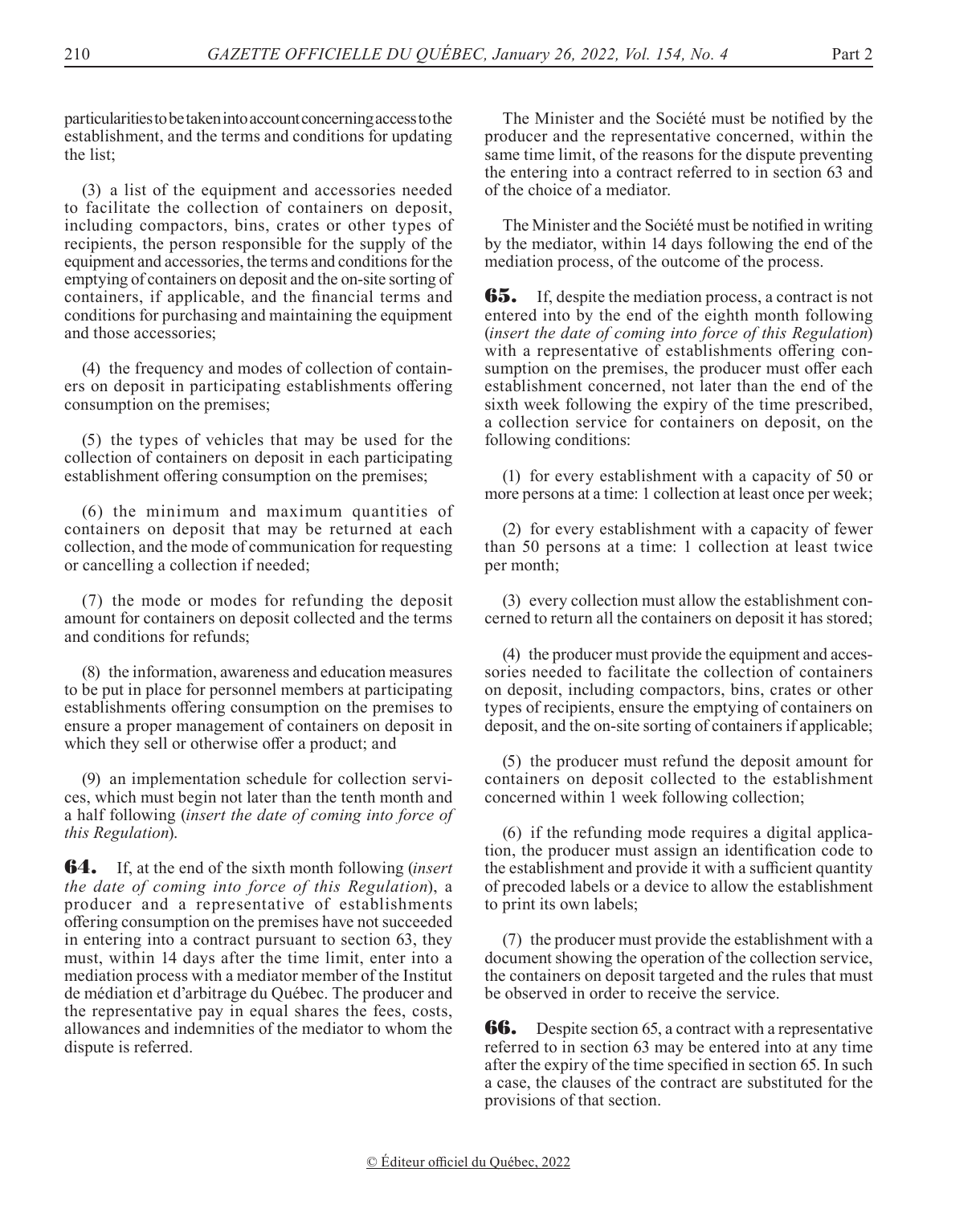particularities to be taken into account concerning access to the establishment, and the terms and conditions for updating the list;

(3) a list of the equipment and accessories needed to facilitate the collection of containers on deposit, including compactors, bins, crates or other types of recipients, the person responsible for the supply of the equipment and accessories, the terms and conditions for the emptying of containers on deposit and the on-site sorting of containers, if applicable, and the financial terms and conditions for purchasing and maintaining the equipment and those accessories;

(4) the frequency and modes of collection of containers on deposit in participating establishments offering consumption on the premises;

(5) the types of vehicles that may be used for the collection of containers on deposit in each participating establishment offering consumption on the premises;

(6) the minimum and maximum quantities of containers on deposit that may be returned at each collection, and the mode of communication for requesting or cancelling a collection if needed;

(7) the mode or modes for refunding the deposit amount for containers on deposit collected and the terms and conditions for refunds;

(8) the information, awareness and education measures to be put in place for personnel members at participating establishments offering consumption on the premises to ensure a proper management of containers on deposit in which they sell or otherwise offer a product; and

(9) an implementation schedule for collection services, which must begin not later than the tenth month and a half following (*insert the date of coming into force of this Regulation*).

**64.** If, at the end of the sixth month following (*insert the date of coming into force of this Regulation*), a producer and a representative of establishments offering consumption on the premises have not succeeded in entering into a contract pursuant to section 63, they must, within 14 days after the time limit, enter into a mediation process with a mediator member of the Institut de médiation et d'arbitrage du Québec. The producer and the representative pay in equal shares the fees, costs, allowances and indemnities of the mediator to whom the dispute is referred.

The Minister and the Société must be notified by the producer and the representative concerned, within the same time limit, of the reasons for the dispute preventing the entering into a contract referred to in section 63 and of the choice of a mediator.

The Minister and the Société must be notified in writing by the mediator, within 14 days following the end of the mediation process, of the outcome of the process.

**65.** If, despite the mediation process, a contract is not entered into by the end of the eighth month following (*insert the date of coming into force of this Regulation*) with a representative of establishments offering consumption on the premises, the producer must offer each establishment concerned, not later than the end of the sixth week following the expiry of the time prescribed, a collection service for containers on deposit, on the following conditions:

(1) for every establishment with a capacity of 50 or more persons at a time: 1 collection at least once per week;

(2) for every establishment with a capacity of fewer than 50 persons at a time: 1 collection at least twice per month;

(3) every collection must allow the establishment concerned to return all the containers on deposit it has stored;

(4) the producer must provide the equipment and accessories needed to facilitate the collection of containers on deposit, including compactors, bins, crates or other types of recipients, ensure the emptying of containers on deposit, and the on-site sorting of containers if applicable;

(5) the producer must refund the deposit amount for containers on deposit collected to the establishment concerned within 1 week following collection;

(6) if the refunding mode requires a digital application, the producer must assign an identification code to the establishment and provide it with a sufficient quantity of precoded labels or a device to allow the establishment to print its own labels;

(7) the producer must provide the establishment with a document showing the operation of the collection service, the containers on deposit targeted and the rules that must be observed in order to receive the service.

**66.** Despite section 65, a contract with a representative referred to in section 63 may be entered into at any time after the expiry of the time specified in section 65. In such a case, the clauses of the contract are substituted for the provisions of that section.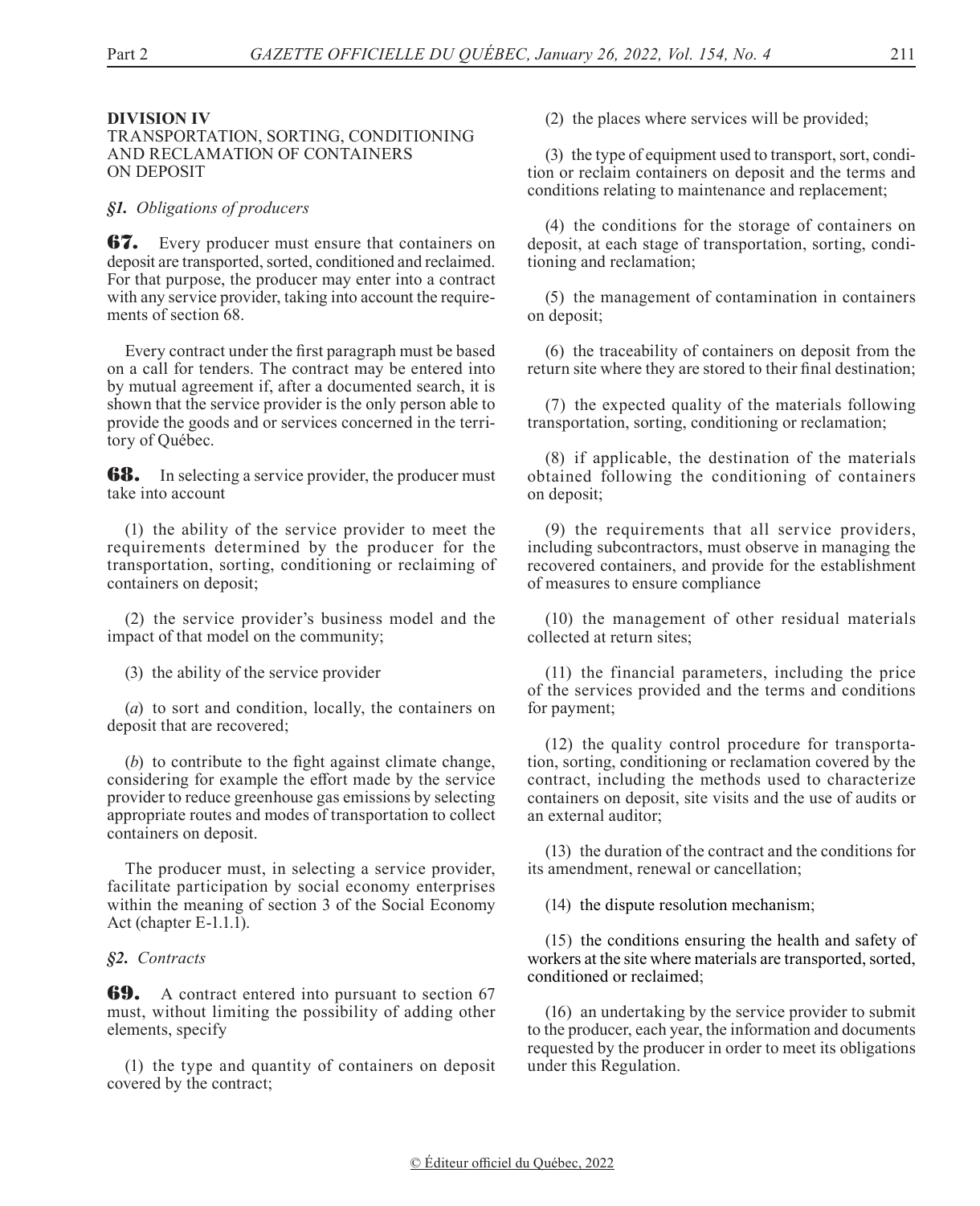**DIVISION IV**
TRANSPORTATION, SORTING, CONDITIONING AND RECLAMATION OF CONTAINERS ON DEPOSIT

*§1. Obligations of producers*

**67.** Every producer must ensure that containers on deposit are transported, sorted, conditioned and reclaimed. For that purpose, the producer may enter into a contract with any service provider, taking into account the requirements of section 68.

Every contract under the first paragraph must be based on a call for tenders. The contract may be entered into by mutual agreement if, after a documented search, it is shown that the service provider is the only person able to provide the goods and or services concerned in the territory of Québec.

**68.** In selecting a service provider, the producer must take into account

(1) the ability of the service provider to meet the requirements determined by the producer for the transportation, sorting, conditioning or reclaiming of containers on deposit;

(2) the service provider's business model and the impact of that model on the community;

(3) the ability of the service provider

(*a*) to sort and condition, locally, the containers on deposit that are recovered;

(*b*) to contribute to the fight against climate change, considering for example the effort made by the service provider to reduce greenhouse gas emissions by selecting appropriate routes and modes of transportation to collect containers on deposit.

The producer must, in selecting a service provider, facilitate participation by social economy enterprises within the meaning of section 3 of the Social Economy Act (chapter E-1.1.1).

*§2. Contracts*

**69.** A contract entered into pursuant to section 67 must, without limiting the possibility of adding other elements, specify

(1) the type and quantity of containers on deposit covered by the contract;

(2) the places where services will be provided;

(3) the type of equipment used to transport, sort, condition or reclaim containers on deposit and the terms and conditions relating to maintenance and replacement;

(4) the conditions for the storage of containers on deposit, at each stage of transportation, sorting, conditioning and reclamation;

(5) the management of contamination in containers on deposit;

(6) the traceability of containers on deposit from the return site where they are stored to their final destination;

(7) the expected quality of the materials following transportation, sorting, conditioning or reclamation;

(8) if applicable, the destination of the materials obtained following the conditioning of containers on deposit;

(9) the requirements that all service providers, including subcontractors, must observe in managing the recovered containers, and provide for the establishment of measures to ensure compliance

(10) the management of other residual materials collected at return sites;

(11) the financial parameters, including the price of the services provided and the terms and conditions for payment;

(12) the quality control procedure for transportation, sorting, conditioning or reclamation covered by the contract, including the methods used to characterize containers on deposit, site visits and the use of audits or an external auditor;

(13) the duration of the contract and the conditions for its amendment, renewal or cancellation;

(14) the dispute resolution mechanism;

(15) the conditions ensuring the health and safety of workers at the site where materials are transported, sorted, conditioned or reclaimed;

(16) an undertaking by the service provider to submit to the producer, each year, the information and documents requested by the producer in order to meet its obligations under this Regulation.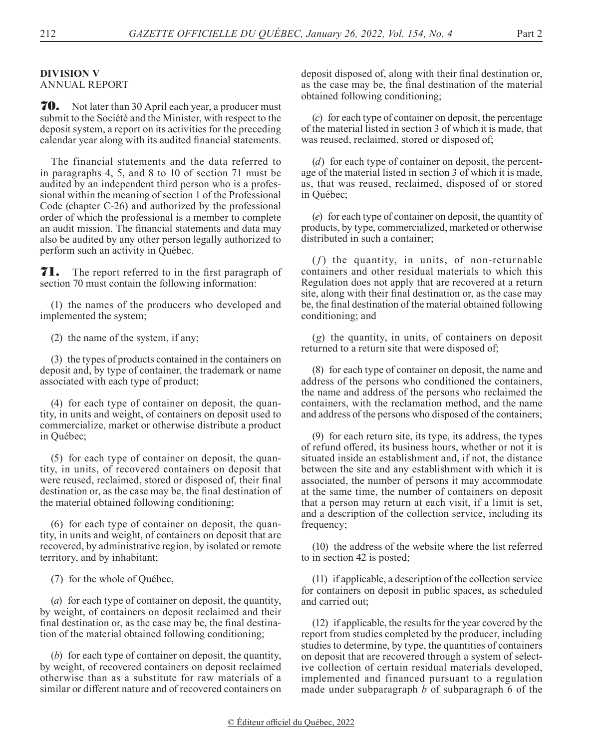**DIVISION V**
ANNUAL REPORT

**70.** Not later than 30 April each year, a producer must submit to the Société and the Minister, with respect to the deposit system, a report on its activities for the preceding calendar year along with its audited financial statements.

The financial statements and the data referred to in paragraphs 4, 5, and 8 to 10 of section 71 must be audited by an independent third person who is a professional within the meaning of section 1 of the Professional Code (chapter C-26) and authorized by the professional order of which the professional is a member to complete an audit mission. The financial statements and data may also be audited by any other person legally authorized to perform such an activity in Québec.

**71.** The report referred to in the first paragraph of section 70 must contain the following information:

(1) the names of the producers who developed and implemented the system;

(2) the name of the system, if any;

(3) the types of products contained in the containers on deposit and, by type of container, the trademark or name associated with each type of product;

(4) for each type of container on deposit, the quantity, in units and weight, of containers on deposit used to commercialize, market or otherwise distribute a product in Québec;

(5) for each type of container on deposit, the quantity, in units, of recovered containers on deposit that were reused, reclaimed, stored or disposed of, their final destination or, as the case may be, the final destination of the material obtained following conditioning;

(6) for each type of container on deposit, the quantity, in units and weight, of containers on deposit that are recovered, by administrative region, by isolated or remote territory, and by inhabitant;

(7) for the whole of Québec,

(*a*) for each type of container on deposit, the quantity, by weight, of containers on deposit reclaimed and their final destination or, as the case may be, the final destination of the material obtained following conditioning;

(*b*) for each type of container on deposit, the quantity, by weight, of recovered containers on deposit reclaimed otherwise than as a substitute for raw materials of a similar or different nature and of recovered containers on deposit disposed of, along with their final destination or, as the case may be, the final destination of the material obtained following conditioning;

(*c*) for each type of container on deposit, the percentage of the material listed in section 3 of which it is made, that was reused, reclaimed, stored or disposed of;

(*d*) for each type of container on deposit, the percentage of the material listed in section 3 of which it is made, as, that was reused, reclaimed, disposed of or stored in Québec;

(*e*) for each type of container on deposit, the quantity of products, by type, commercialized, marketed or otherwise distributed in such a container;

(*f*) the quantity, in units, of non-returnable containers and other residual materials to which this Regulation does not apply that are recovered at a return site, along with their final destination or, as the case may be, the final destination of the material obtained following conditioning; and

(*g*) the quantity, in units, of containers on deposit returned to a return site that were disposed of;

(8) for each type of container on deposit, the name and address of the persons who conditioned the containers, the name and address of the persons who reclaimed the containers, with the reclamation method, and the name and address of the persons who disposed of the containers;

(9) for each return site, its type, its address, the types of refund offered, its business hours, whether or not it is situated inside an establishment and, if not, the distance between the site and any establishment with which it is associated, the number of persons it may accommodate at the same time, the number of containers on deposit that a person may return at each visit, if a limit is set, and a description of the collection service, including its frequency;

(10) the address of the website where the list referred to in section 42 is posted;

(11) if applicable, a description of the collection service for containers on deposit in public spaces, as scheduled and carried out;

(12) if applicable, the results for the year covered by the report from studies completed by the producer, including studies to determine, by type, the quantities of containers on deposit that are recovered through a system of selective collection of certain residual materials developed, implemented and financed pursuant to a regulation made under subparagraph *b* of subparagraph 6 of the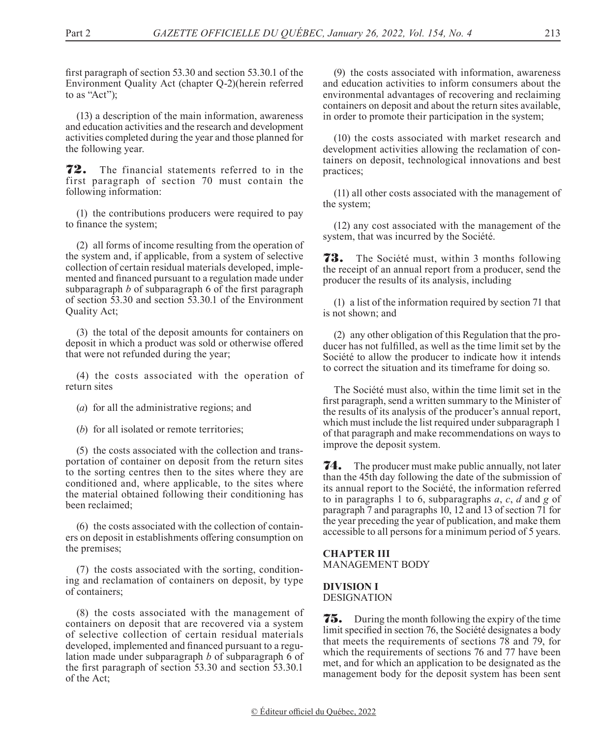first paragraph of section 53.30 and section 53.30.1 of the Environment Quality Act (chapter Q-2)(herein referred to as "Act");

(13) a description of the main information, awareness and education activities and the research and development activities completed during the year and those planned for the following year.

**72.** The financial statements referred to in the first paragraph of section 70 must contain the following information:

(1) the contributions producers were required to pay to finance the system;

(2) all forms of income resulting from the operation of the system and, if applicable, from a system of selective collection of certain residual materials developed, implemented and financed pursuant to a regulation made under subparagraph *b* of subparagraph 6 of the first paragraph of section 53.30 and section 53.30.1 of the Environment Quality Act;

(3) the total of the deposit amounts for containers on deposit in which a product was sold or otherwise offered that were not refunded during the year;

(4) the costs associated with the operation of return sites

(*a*) for all the administrative regions; and

(*b*) for all isolated or remote territories;

(5) the costs associated with the collection and transportation of container on deposit from the return sites to the sorting centres then to the sites where they are conditioned and, where applicable, to the sites where the material obtained following their conditioning has been reclaimed;

(6) the costs associated with the collection of containers on deposit in establishments offering consumption on the premises;

(7) the costs associated with the sorting, conditioning and reclamation of containers on deposit, by type of containers;

(8) the costs associated with the management of containers on deposit that are recovered via a system of selective collection of certain residual materials developed, implemented and financed pursuant to a regulation made under subparagraph *b* of subparagraph 6 of the first paragraph of section 53.30 and section 53.30.1 of the Act;

(9) the costs associated with information, awareness and education activities to inform consumers about the environmental advantages of recovering and reclaiming containers on deposit and about the return sites available, in order to promote their participation in the system;

(10) the costs associated with market research and development activities allowing the reclamation of containers on deposit, technological innovations and best practices;

(11) all other costs associated with the management of the system;

(12) any cost associated with the management of the system, that was incurred by the Société.

**73.** The Société must, within 3 months following the receipt of an annual report from a producer, send the producer the results of its analysis, including

(1) a list of the information required by section 71 that is not shown; and

(2) any other obligation of this Regulation that the producer has not fulfilled, as well as the time limit set by the Société to allow the producer to indicate how it intends to correct the situation and its timeframe for doing so.

The Société must also, within the time limit set in the first paragraph, send a written summary to the Minister of the results of its analysis of the producer's annual report, which must include the list required under subparagraph 1 of that paragraph and make recommendations on ways to improve the deposit system.

**74.** The producer must make public annually, not later than the 45th day following the date of the submission of its annual report to the Société, the information referred to in paragraphs 1 to 6, subparagraphs *a*, *c*, *d* and *g* of paragraph 7 and paragraphs 10, 12 and 13 of section 71 for the year preceding the year of publication, and make them accessible to all persons for a minimum period of 5 years.

## CHAPTER III
MANAGEMENT BODY

### DIVISION I
DESIGNATION

**75.** During the month following the expiry of the time limit specified in section 76, the Société designates a body that meets the requirements of sections 78 and 79, for which the requirements of sections 76 and 77 have been met, and for which an application to be designated as the management body for the deposit system has been sent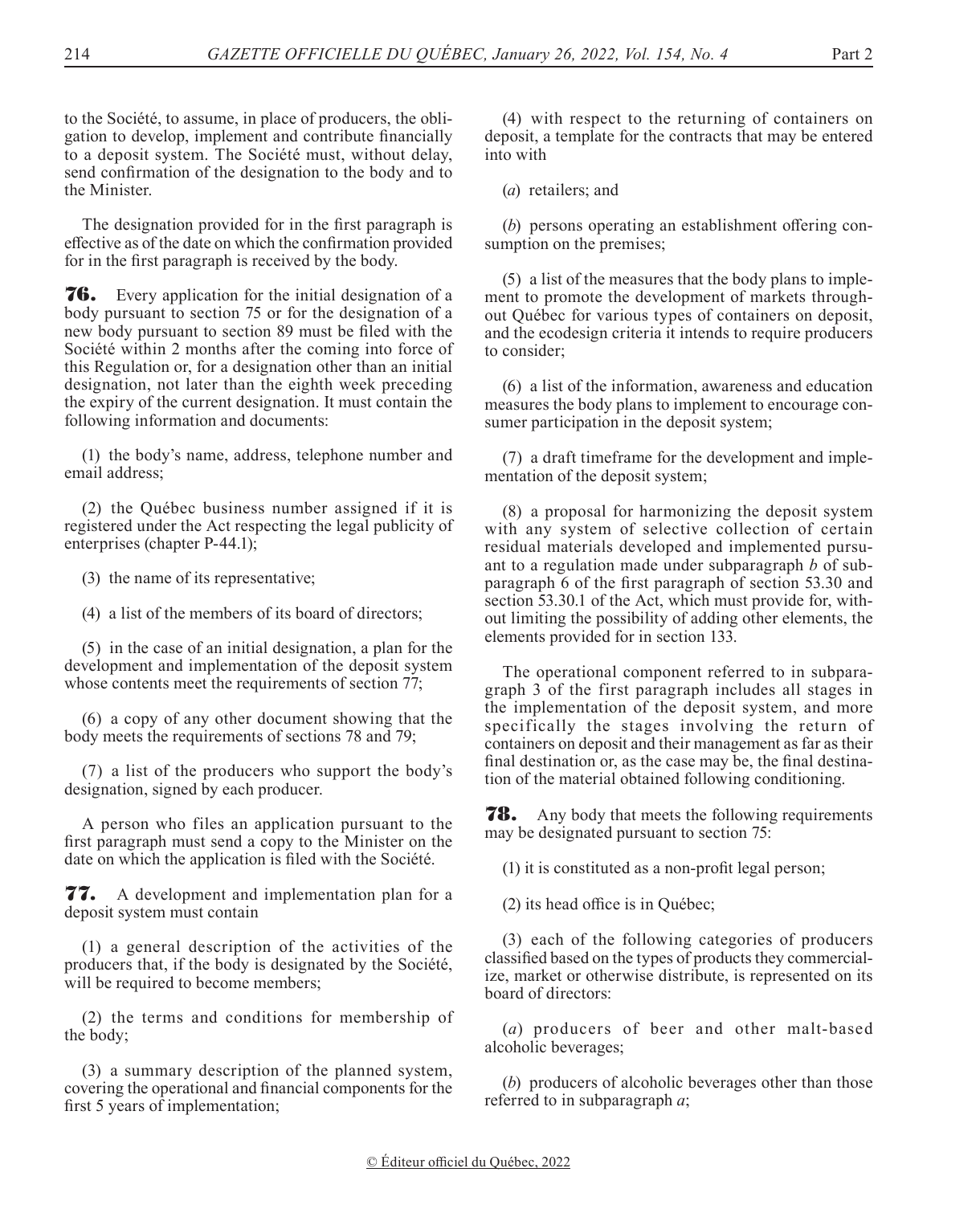to the Société, to assume, in place of producers, the obligation to develop, implement and contribute financially to a deposit system. The Société must, without delay, send confirmation of the designation to the body and to the Minister.

The designation provided for in the first paragraph is effective as of the date on which the confirmation provided for in the first paragraph is received by the body.

**76.** Every application for the initial designation of a body pursuant to section 75 or for the designation of a new body pursuant to section 89 must be filed with the Société within 2 months after the coming into force of this Regulation or, for a designation other than an initial designation, not later than the eighth week preceding the expiry of the current designation. It must contain the following information and documents:

(1) the body's name, address, telephone number and email address;

(2) the Québec business number assigned if it is registered under the Act respecting the legal publicity of enterprises (chapter P-44.1);

(3) the name of its representative;

(4) a list of the members of its board of directors;

(5) in the case of an initial designation, a plan for the development and implementation of the deposit system whose contents meet the requirements of section 77;

(6) a copy of any other document showing that the body meets the requirements of sections 78 and 79;

(7) a list of the producers who support the body's designation, signed by each producer.

A person who files an application pursuant to the first paragraph must send a copy to the Minister on the date on which the application is filed with the Société.

**77.** A development and implementation plan for a deposit system must contain

(1) a general description of the activities of the producers that, if the body is designated by the Société, will be required to become members;

(2) the terms and conditions for membership of the body;

(3) a summary description of the planned system, covering the operational and financial components for the first 5 years of implementation;

(4) with respect to the returning of containers on deposit, a template for the contracts that may be entered into with

(*a*) retailers; and

(*b*) persons operating an establishment offering consumption on the premises;

(5) a list of the measures that the body plans to implement to promote the development of markets throughout Québec for various types of containers on deposit, and the ecodesign criteria it intends to require producers to consider;

(6) a list of the information, awareness and education measures the body plans to implement to encourage consumer participation in the deposit system;

(7) a draft timeframe for the development and implementation of the deposit system;

(8) a proposal for harmonizing the deposit system with any system of selective collection of certain residual materials developed and implemented pursuant to a regulation made under subparagraph *b* of subparagraph 6 of the first paragraph of section 53.30 and section 53.30.1 of the Act, which must provide for, without limiting the possibility of adding other elements, the elements provided for in section 133.

The operational component referred to in subparagraph 3 of the first paragraph includes all stages in the implementation of the deposit system, and more specifically the stages involving the return of containers on deposit and their management as far as their final destination or, as the case may be, the final destination of the material obtained following conditioning.

**78.** Any body that meets the following requirements may be designated pursuant to section 75:

(1) it is constituted as a non-profit legal person;

(2) its head office is in Québec;

(3) each of the following categories of producers classified based on the types of products they commercialize, market or otherwise distribute, is represented on its board of directors:

(*a*) producers of beer and other malt-based alcoholic beverages;

(*b*) producers of alcoholic beverages other than those referred to in subparagraph *a*;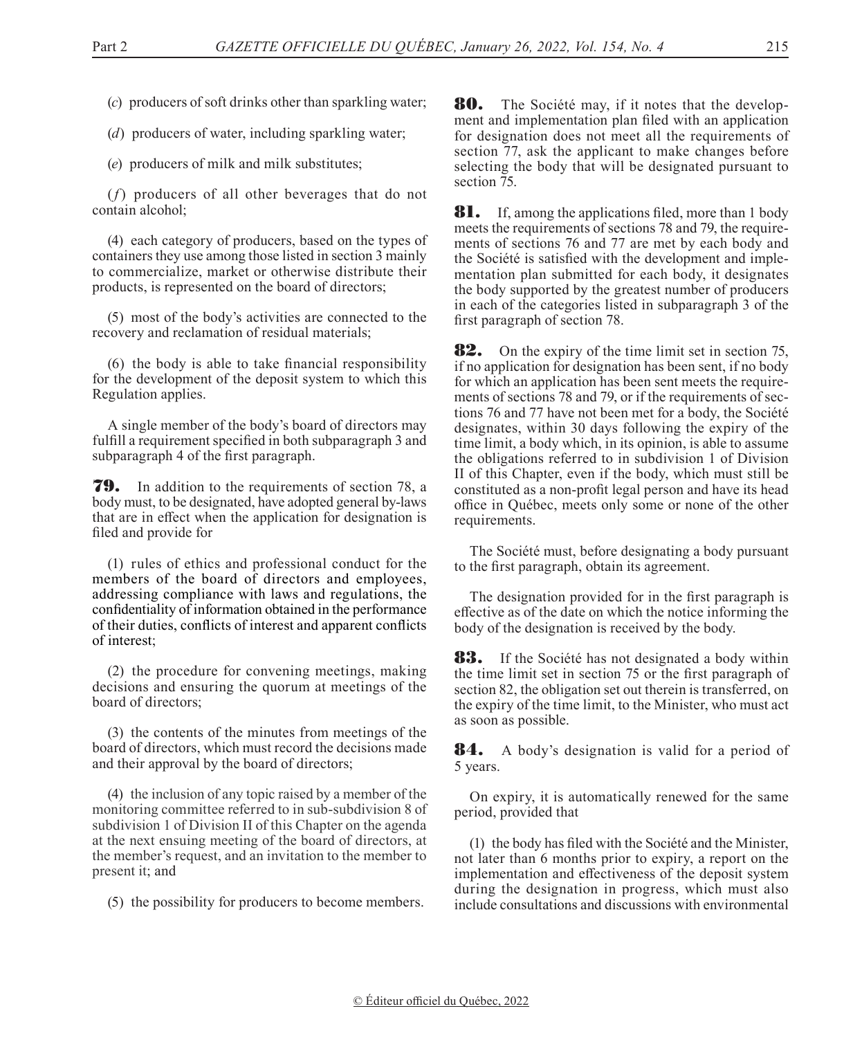(*c*) producers of soft drinks other than sparkling water;

(*d*) producers of water, including sparkling water;

(*e*) producers of milk and milk substitutes;

(*f*) producers of all other beverages that do not contain alcohol;

(4) each category of producers, based on the types of containers they use among those listed in section 3 mainly to commercialize, market or otherwise distribute their products, is represented on the board of directors;

(5) most of the body's activities are connected to the recovery and reclamation of residual materials;

(6) the body is able to take financial responsibility for the development of the deposit system to which this Regulation applies.

A single member of the body's board of directors may fulfill a requirement specified in both subparagraph 3 and subparagraph 4 of the first paragraph.

**79.** In addition to the requirements of section 78, a body must, to be designated, have adopted general by-laws that are in effect when the application for designation is filed and provide for

(1) rules of ethics and professional conduct for the members of the board of directors and employees, addressing compliance with laws and regulations, the confidentiality of information obtained in the performance of their duties, conflicts of interest and apparent conflicts of interest;

(2) the procedure for convening meetings, making decisions and ensuring the quorum at meetings of the board of directors;

(3) the contents of the minutes from meetings of the board of directors, which must record the decisions made and their approval by the board of directors;

(4) the inclusion of any topic raised by a member of the monitoring committee referred to in sub-subdivision 8 of subdivision 1 of Division II of this Chapter on the agenda at the next ensuing meeting of the board of directors, at the member's request, and an invitation to the member to present it; and

(5) the possibility for producers to become members.

**80.** The Société may, if it notes that the development and implementation plan filed with an application for designation does not meet all the requirements of section 77, ask the applicant to make changes before selecting the body that will be designated pursuant to section 75.

**81.** If, among the applications filed, more than 1 body meets the requirements of sections 78 and 79, the requirements of sections 76 and 77 are met by each body and the Société is satisfied with the development and implementation plan submitted for each body, it designates the body supported by the greatest number of producers in each of the categories listed in subparagraph 3 of the first paragraph of section 78.

**82.** On the expiry of the time limit set in section 75, if no application for designation has been sent, if no body for which an application has been sent meets the requirements of sections 78 and 79, or if the requirements of sections 76 and 77 have not been met for a body, the Société designates, within 30 days following the expiry of the time limit, a body which, in its opinion, is able to assume the obligations referred to in subdivision 1 of Division II of this Chapter, even if the body, which must still be constituted as a non-profit legal person and have its head office in Québec, meets only some or none of the other requirements.

The Société must, before designating a body pursuant to the first paragraph, obtain its agreement.

The designation provided for in the first paragraph is effective as of the date on which the notice informing the body of the designation is received by the body.

**83.** If the Société has not designated a body within the time limit set in section 75 or the first paragraph of section 82, the obligation set out therein is transferred, on the expiry of the time limit, to the Minister, who must act as soon as possible.

**84.** A body's designation is valid for a period of 5 years.

On expiry, it is automatically renewed for the same period, provided that

(1) the body has filed with the Société and the Minister, not later than 6 months prior to expiry, a report on the implementation and effectiveness of the deposit system during the designation in progress, which must also include consultations and discussions with environmental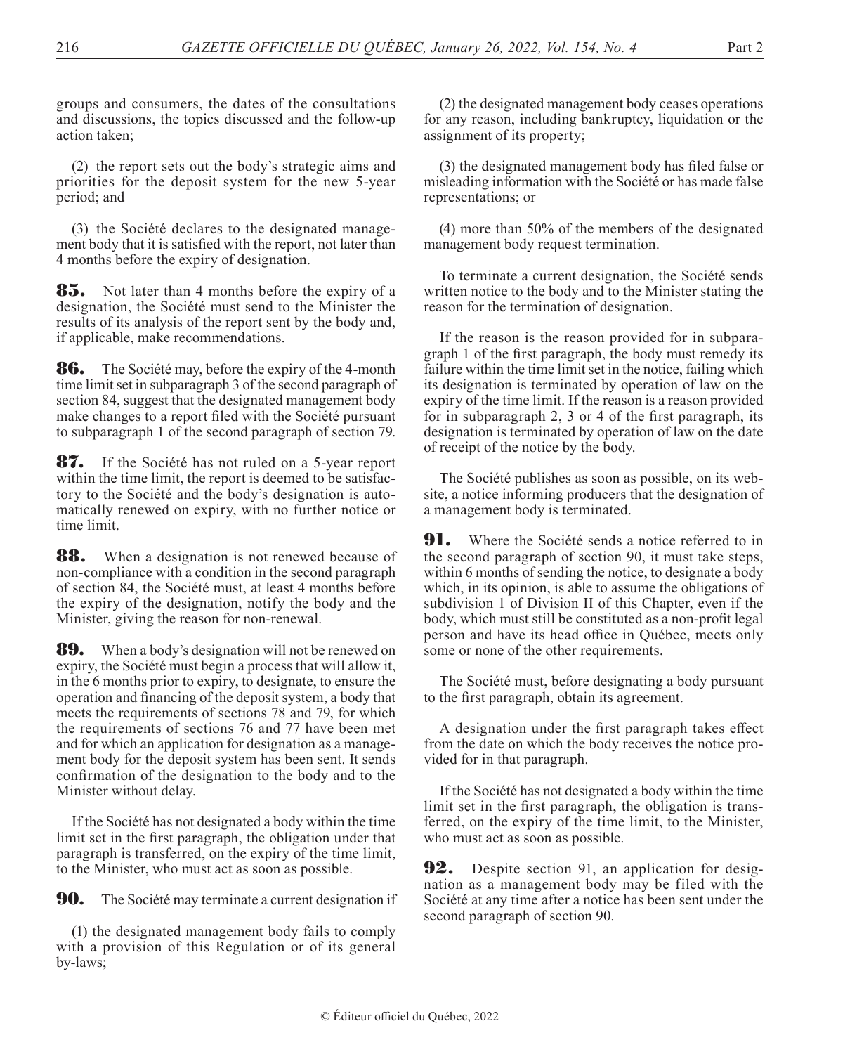groups and consumers, the dates of the consultations and discussions, the topics discussed and the follow-up action taken;

(2) the report sets out the body's strategic aims and priorities for the deposit system for the new 5-year period; and

(3) the Société declares to the designated management body that it is satisfied with the report, not later than 4 months before the expiry of designation.

**85.** Not later than 4 months before the expiry of a designation, the Société must send to the Minister the results of its analysis of the report sent by the body and, if applicable, make recommendations.

**86.** The Société may, before the expiry of the 4-month time limit set in subparagraph 3 of the second paragraph of section 84, suggest that the designated management body make changes to a report filed with the Société pursuant to subparagraph 1 of the second paragraph of section 79.

**87.** If the Société has not ruled on a 5-year report within the time limit, the report is deemed to be satisfactory to the Société and the body's designation is automatically renewed on expiry, with no further notice or time limit.

**88.** When a designation is not renewed because of non-compliance with a condition in the second paragraph of section 84, the Société must, at least 4 months before the expiry of the designation, notify the body and the Minister, giving the reason for non-renewal.

**89.** When a body's designation will not be renewed on expiry, the Société must begin a process that will allow it, in the 6 months prior to expiry, to designate, to ensure the operation and financing of the deposit system, a body that meets the requirements of sections 78 and 79, for which the requirements of sections 76 and 77 have been met and for which an application for designation as a management body for the deposit system has been sent. It sends confirmation of the designation to the body and to the Minister without delay.

If the Société has not designated a body within the time limit set in the first paragraph, the obligation under that paragraph is transferred, on the expiry of the time limit, to the Minister, who must act as soon as possible.

**90.** The Société may terminate a current designation if

(1) the designated management body fails to comply with a provision of this Regulation or of its general by-laws;

(2) the designated management body ceases operations for any reason, including bankruptcy, liquidation or the assignment of its property;

(3) the designated management body has filed false or misleading information with the Société or has made false representations; or

(4) more than 50% of the members of the designated management body request termination.

To terminate a current designation, the Société sends written notice to the body and to the Minister stating the reason for the termination of designation.

If the reason is the reason provided for in subparagraph 1 of the first paragraph, the body must remedy its failure within the time limit set in the notice, failing which its designation is terminated by operation of law on the expiry of the time limit. If the reason is a reason provided for in subparagraph 2, 3 or 4 of the first paragraph, its designation is terminated by operation of law on the date of receipt of the notice by the body.

The Société publishes as soon as possible, on its website, a notice informing producers that the designation of a management body is terminated.

**91.** Where the Société sends a notice referred to in the second paragraph of section 90, it must take steps, within 6 months of sending the notice, to designate a body which, in its opinion, is able to assume the obligations of subdivision 1 of Division II of this Chapter, even if the body, which must still be constituted as a non-profit legal person and have its head office in Québec, meets only some or none of the other requirements.

The Société must, before designating a body pursuant to the first paragraph, obtain its agreement.

A designation under the first paragraph takes effect from the date on which the body receives the notice provided for in that paragraph.

If the Société has not designated a body within the time limit set in the first paragraph, the obligation is transferred, on the expiry of the time limit, to the Minister, who must act as soon as possible.

**92.** Despite section 91, an application for designation as a management body may be filed with the Société at any time after a notice has been sent under the second paragraph of section 90.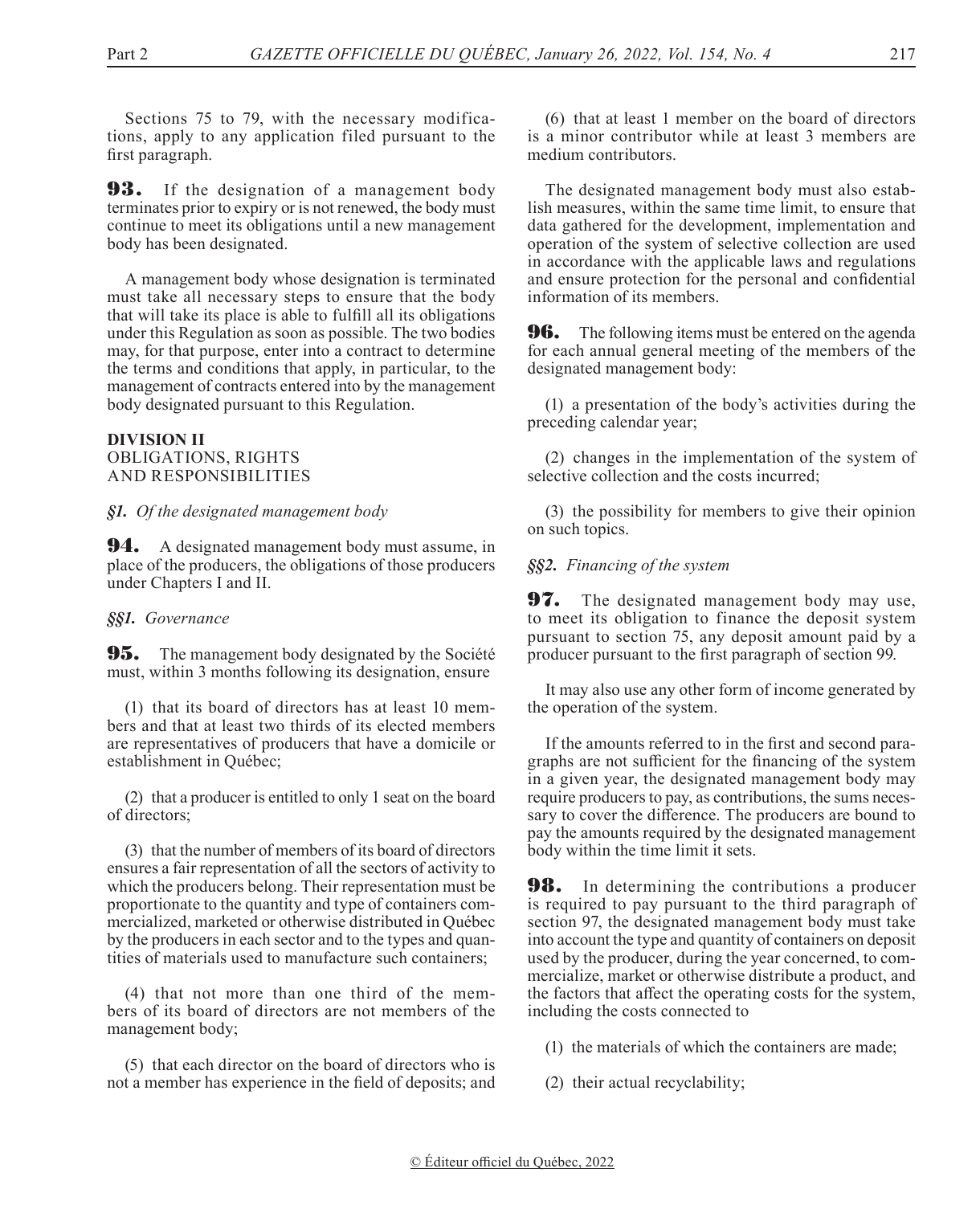Sections 75 to 79, with the necessary modifications, apply to any application filed pursuant to the first paragraph.

**93.** If the designation of a management body terminates prior to expiry or is not renewed, the body must continue to meet its obligations until a new management body has been designated.

A management body whose designation is terminated must take all necessary steps to ensure that the body that will take its place is able to fulfill all its obligations under this Regulation as soon as possible. The two bodies may, for that purpose, enter into a contract to determine the terms and conditions that apply, in particular, to the management of contracts entered into by the management body designated pursuant to this Regulation.

**DIVISION II**
OBLIGATIONS, RIGHTS AND RESPONSIBILITIES

*§1. Of the designated management body*

**94.** A designated management body must assume, in place of the producers, the obligations of those producers under Chapters I and II.

*§§1. Governance*

**95.** The management body designated by the Société must, within 3 months following its designation, ensure

(1) that its board of directors has at least 10 members and that at least two thirds of its elected members are representatives of producers that have a domicile or establishment in Québec;

(2) that a producer is entitled to only 1 seat on the board of directors;

(3) that the number of members of its board of directors ensures a fair representation of all the sectors of activity to which the producers belong. Their representation must be proportionate to the quantity and type of containers commercialized, marketed or otherwise distributed in Québec by the producers in each sector and to the types and quantities of materials used to manufacture such containers;

(4) that not more than one third of the members of its board of directors are not members of the management body;

(5) that each director on the board of directors who is not a member has experience in the field of deposits; and

(6) that at least 1 member on the board of directors is a minor contributor while at least 3 members are medium contributors.

The designated management body must also establish measures, within the same time limit, to ensure that data gathered for the development, implementation and operation of the system of selective collection are used in accordance with the applicable laws and regulations and ensure protection for the personal and confidential information of its members.

**96.** The following items must be entered on the agenda for each annual general meeting of the members of the designated management body:

(1) a presentation of the body's activities during the preceding calendar year;

(2) changes in the implementation of the system of selective collection and the costs incurred;

(3) the possibility for members to give their opinion on such topics.

*§§2. Financing of the system*

**97.** The designated management body may use, to meet its obligation to finance the deposit system pursuant to section 75, any deposit amount paid by a producer pursuant to the first paragraph of section 99.

It may also use any other form of income generated by the operation of the system.

If the amounts referred to in the first and second paragraphs are not sufficient for the financing of the system in a given year, the designated management body may require producers to pay, as contributions, the sums necessary to cover the difference. The producers are bound to pay the amounts required by the designated management body within the time limit it sets.

**98.** In determining the contributions a producer is required to pay pursuant to the third paragraph of section 97, the designated management body must take into account the type and quantity of containers on deposit used by the producer, during the year concerned, to commercialize, market or otherwise distribute a product, and the factors that affect the operating costs for the system, including the costs connected to

(1) the materials of which the containers are made;

(2) their actual recyclability;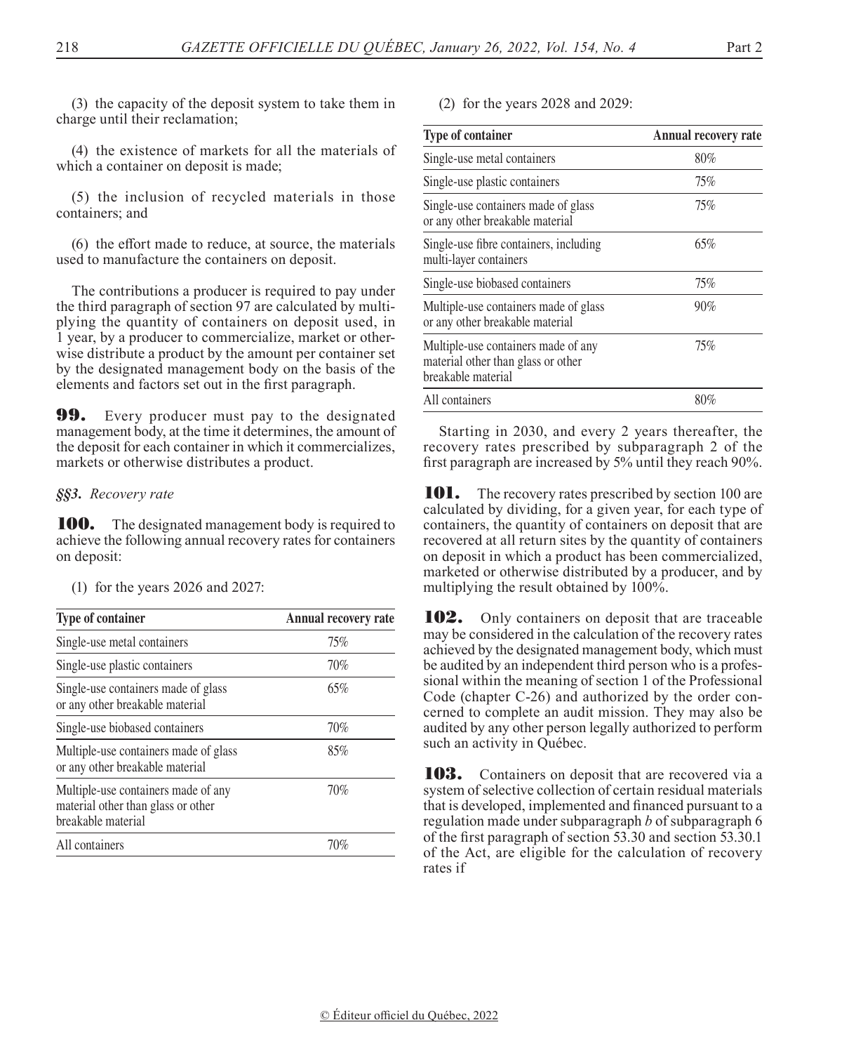(3) the capacity of the deposit system to take them in charge until their reclamation;

(4) the existence of markets for all the materials of which a container on deposit is made;

(5) the inclusion of recycled materials in those containers; and

(6) the effort made to reduce, at source, the materials used to manufacture the containers on deposit.

The contributions a producer is required to pay under the third paragraph of section 97 are calculated by multiplying the quantity of containers on deposit used, in 1 year, by a producer to commercialize, market or otherwise distribute a product by the amount per container set by the designated management body on the basis of the elements and factors set out in the first paragraph.

**99.** Every producer must pay to the designated management body, at the time it determines, the amount of the deposit for each container in which it commercializes, markets or otherwise distributes a product.

*§§3. Recovery rate*

**100.** The designated management body is required to achieve the following annual recovery rates for containers on deposit:

(1) for the years 2026 and 2027:

| Type of container | Annual recovery rate |
|---|---|
| Single-use metal containers | 75% |
| Single-use plastic containers | 70% |
| Single-use containers made of glass or any other breakable material | 65% |
| Single-use biobased containers | 70% |
| Multiple-use containers made of glass or any other breakable material | 85% |
| Multiple-use containers made of any material other than glass or other breakable material | 70% |
| All containers | 70% |

(2) for the years 2028 and 2029:

| Type of container | Annual recovery rate |
|---|---|
| Single-use metal containers | 80% |
| Single-use plastic containers | 75% |
| Single-use containers made of glass or any other breakable material | 75% |
| Single-use fibre containers, including multi-layer containers | 65% |
| Single-use biobased containers | 75% |
| Multiple-use containers made of glass or any other breakable material | 90% |
| Multiple-use containers made of any material other than glass or other breakable material | 75% |
| All containers | 80% |

Starting in 2030, and every 2 years thereafter, the recovery rates prescribed by subparagraph 2 of the first paragraph are increased by 5% until they reach 90%.

**101.** The recovery rates prescribed by section 100 are calculated by dividing, for a given year, for each type of containers, the quantity of containers on deposit that are recovered at all return sites by the quantity of containers on deposit in which a product has been commercialized, marketed or otherwise distributed by a producer, and by multiplying the result obtained by 100%.

**102.** Only containers on deposit that are traceable may be considered in the calculation of the recovery rates achieved by the designated management body, which must be audited by an independent third person who is a professional within the meaning of section 1 of the Professional Code (chapter C-26) and authorized by the order concerned to complete an audit mission. They may also be audited by any other person legally authorized to perform such an activity in Québec.

**103.** Containers on deposit that are recovered via a system of selective collection of certain residual materials that is developed, implemented and financed pursuant to a regulation made under subparagraph *b* of subparagraph 6 of the first paragraph of section 53.30 and section 53.30.1 of the Act, are eligible for the calculation of recovery rates if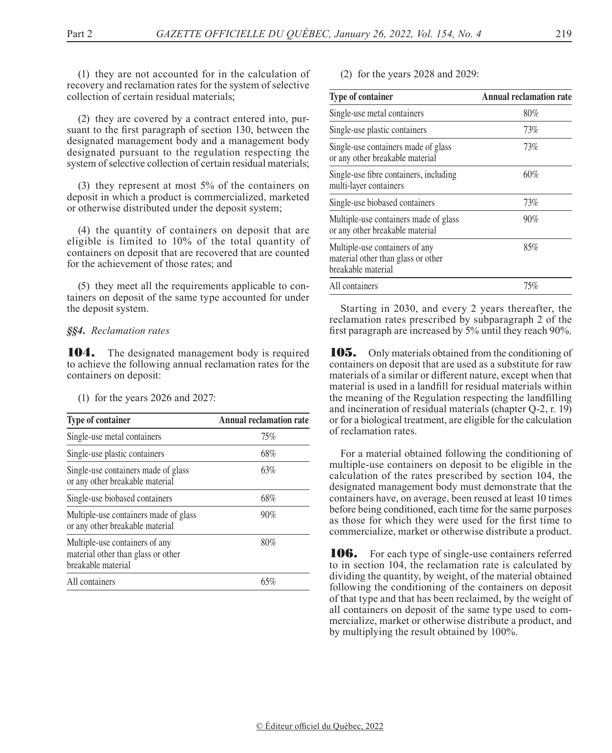(1) they are not accounted for in the calculation of recovery and reclamation rates for the system of selective collection of certain residual materials;

(2) they are covered by a contract entered into, pursuant to the first paragraph of section 130, between the designated management body and a management body designated pursuant to the regulation respecting the system of selective collection of certain residual materials;

(3) they represent at most 5% of the containers on deposit in which a product is commercialized, marketed or otherwise distributed under the deposit system;

(4) the quantity of containers on deposit that are eligible is limited to 10% of the total quantity of containers on deposit that are recovered that are counted for the achievement of those rates; and

(5) they meet all the requirements applicable to containers on deposit of the same type accounted for under the deposit system.

***§§4. Reclamation rates***

**104.** The designated management body is required to achieve the following annual reclamation rates for the containers on deposit:

(1) for the years 2026 and 2027:

| Type of container | Annual reclamation rate |
|---|---|
| Single-use metal containers | 75% |
| Single-use plastic containers | 68% |
| Single-use containers made of glass or any other breakable material | 63% |
| Single-use biobased containers | 68% |
| Multiple-use containers made of glass or any other breakable material | 90% |
| Multiple-use containers of any material other than glass or other breakable material | 80% |
| All containers | 65% |

(2) for the years 2028 and 2029:

| Type of container | Annual reclamation rate |
|---|---|
| Single-use metal containers | 80% |
| Single-use plastic containers | 73% |
| Single-use containers made of glass or any other breakable material | 73% |
| Single-use fibre containers, including multi-layer containers | 60% |
| Single-use biobased containers | 73% |
| Multiple-use containers made of glass or any other breakable material | 90% |
| Multiple-use containers of any material other than glass or other breakable material | 85% |
| All containers | 75% |

Starting in 2030, and every 2 years thereafter, the reclamation rates prescribed by subparagraph 2 of the first paragraph are increased by 5% until they reach 90%.

**105.** Only materials obtained from the conditioning of containers on deposit that are used as a substitute for raw materials of a similar or different nature, except when that material is used in a landfill for residual materials within the meaning of the Regulation respecting the landfilling and incineration of residual materials (chapter Q-2, r. 19) or for a biological treatment, are eligible for the calculation of reclamation rates.

For a material obtained following the conditioning of multiple-use containers on deposit to be eligible in the calculation of the rates prescribed by section 104, the designated management body must demonstrate that the containers have, on average, been reused at least 10 times before being conditioned, each time for the same purposes as those for which they were used for the first time to commercialize, market or otherwise distribute a product.

**106.** For each type of single-use containers referred to in section 104, the reclamation rate is calculated by dividing the quantity, by weight, of the material obtained following the conditioning of the containers on deposit of that type and that has been reclaimed, by the weight of all containers on deposit of the same type used to commercialize, market or otherwise distribute a product, and by multiplying the result obtained by 100%.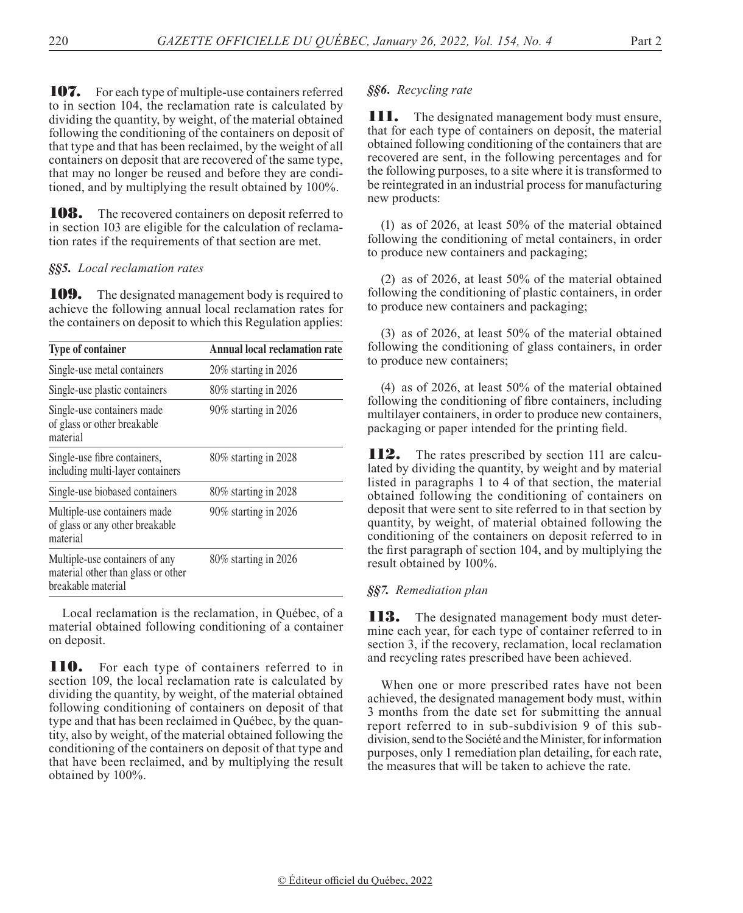**107.** For each type of multiple-use containers referred to in section 104, the reclamation rate is calculated by dividing the quantity, by weight, of the material obtained following the conditioning of the containers on deposit of that type and that has been reclaimed, by the weight of all containers on deposit that are recovered of the same type, that may no longer be reused and before they are conditioned, and by multiplying the result obtained by 100%.

**108.** The recovered containers on deposit referred to in section 103 are eligible for the calculation of reclamation rates if the requirements of that section are met.

*§§5. Local reclamation rates*

**109.** The designated management body is required to achieve the following annual local reclamation rates for the containers on deposit to which this Regulation applies:

| Type of container | Annual local reclamation rate |
|---|---|
| Single-use metal containers | 20% starting in 2026 |
| Single-use plastic containers | 80% starting in 2026 |
| Single-use containers made of glass or other breakable material | 90% starting in 2026 |
| Single-use fibre containers, including multi-layer containers | 80% starting in 2028 |
| Single-use biobased containers | 80% starting in 2028 |
| Multiple-use containers made of glass or any other breakable material | 90% starting in 2026 |
| Multiple-use containers of any material other than glass or other breakable material | 80% starting in 2026 |

Local reclamation is the reclamation, in Québec, of a material obtained following conditioning of a container on deposit.

**110.** For each type of containers referred to in section 109, the local reclamation rate is calculated by dividing the quantity, by weight, of the material obtained following conditioning of containers on deposit of that type and that has been reclaimed in Québec, by the quantity, also by weight, of the material obtained following the conditioning of the containers on deposit of that type and that have been reclaimed, and by multiplying the result obtained by 100%.

*§§6. Recycling rate*

**111.** The designated management body must ensure, that for each type of containers on deposit, the material obtained following conditioning of the containers that are recovered are sent, in the following percentages and for the following purposes, to a site where it is transformed to be reintegrated in an industrial process for manufacturing new products:

(1) as of 2026, at least 50% of the material obtained following the conditioning of metal containers, in order to produce new containers and packaging;

(2) as of 2026, at least 50% of the material obtained following the conditioning of plastic containers, in order to produce new containers and packaging;

(3) as of 2026, at least 50% of the material obtained following the conditioning of glass containers, in order to produce new containers;

(4) as of 2026, at least 50% of the material obtained following the conditioning of fibre containers, including multilayer containers, in order to produce new containers, packaging or paper intended for the printing field.

**112.** The rates prescribed by section 111 are calculated by dividing the quantity, by weight and by material listed in paragraphs 1 to 4 of that section, the material obtained following the conditioning of containers on deposit that were sent to site referred to in that section by quantity, by weight, of material obtained following the conditioning of the containers on deposit referred to in the first paragraph of section 104, and by multiplying the result obtained by 100%.

*§§7. Remediation plan*

**113.** The designated management body must determine each year, for each type of container referred to in section 3, if the recovery, reclamation, local reclamation and recycling rates prescribed have been achieved.

When one or more prescribed rates have not been achieved, the designated management body must, within 3 months from the date set for submitting the annual report referred to in sub-subdivision 9 of this subdivision, send to the Société and the Minister, for information purposes, only 1 remediation plan detailing, for each rate, the measures that will be taken to achieve the rate.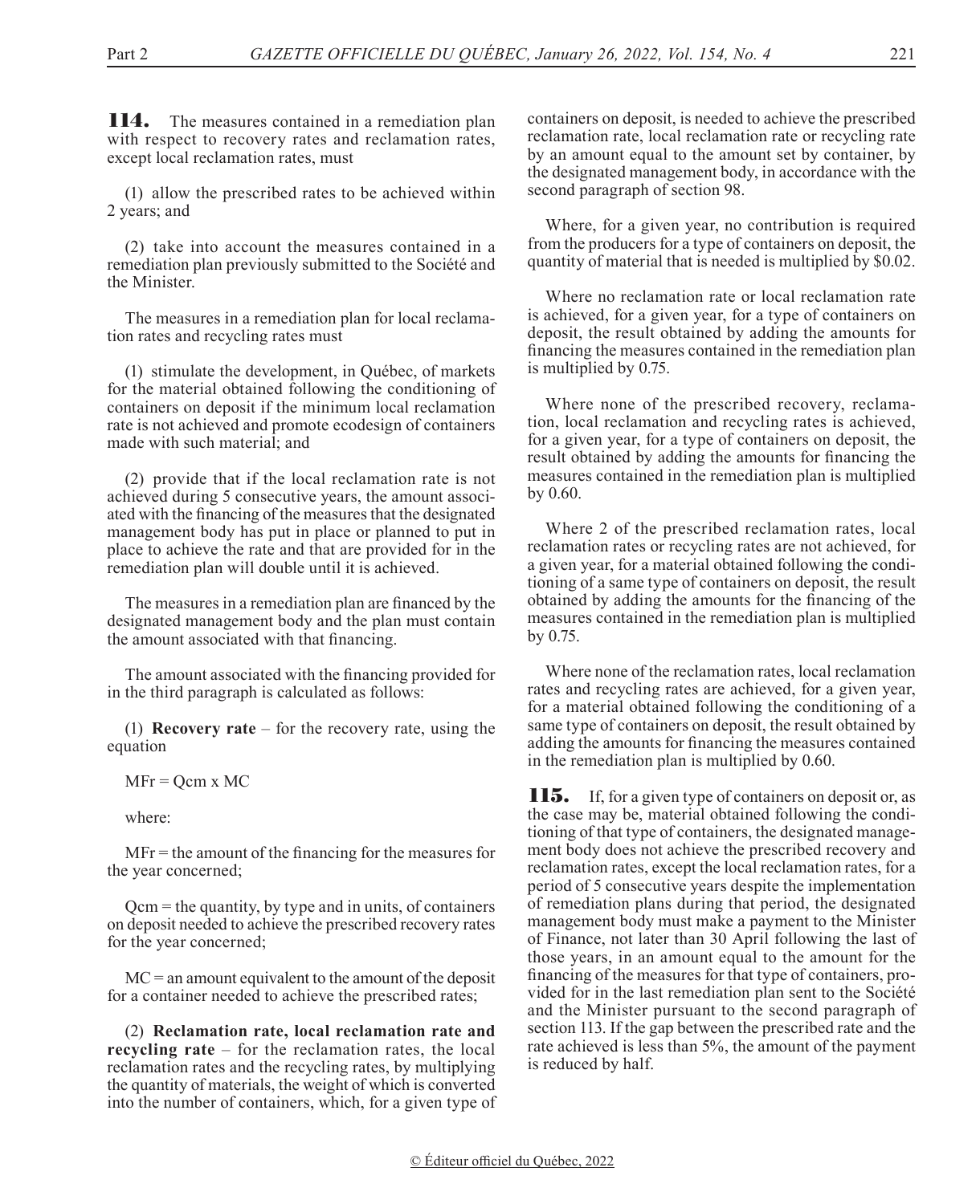**114.** The measures contained in a remediation plan with respect to recovery rates and reclamation rates, except local reclamation rates, must

(1) allow the prescribed rates to be achieved within 2 years; and

(2) take into account the measures contained in a remediation plan previously submitted to the Société and the Minister.

The measures in a remediation plan for local reclamation rates and recycling rates must

(1) stimulate the development, in Québec, of markets for the material obtained following the conditioning of containers on deposit if the minimum local reclamation rate is not achieved and promote ecodesign of containers made with such material; and

(2) provide that if the local reclamation rate is not achieved during 5 consecutive years, the amount associated with the financing of the measures that the designated management body has put in place or planned to put in place to achieve the rate and that are provided for in the remediation plan will double until it is achieved.

The measures in a remediation plan are financed by the designated management body and the plan must contain the amount associated with that financing.

The amount associated with the financing provided for in the third paragraph is calculated as follows:

(1) **Recovery rate** – for the recovery rate, using the equation

$$MFr = Qcm \times MC$$

where:

MFr = the amount of the financing for the measures for the year concerned;

Qcm = the quantity, by type and in units, of containers on deposit needed to achieve the prescribed recovery rates for the year concerned;

MC = an amount equivalent to the amount of the deposit for a container needed to achieve the prescribed rates;

(2) **Reclamation rate, local reclamation rate and recycling rate** – for the reclamation rates, the local reclamation rates and the recycling rates, by multiplying the quantity of materials, the weight of which is converted into the number of containers, which, for a given type of containers on deposit, is needed to achieve the prescribed reclamation rate, local reclamation rate or recycling rate by an amount equal to the amount set by container, by the designated management body, in accordance with the second paragraph of section 98.

Where, for a given year, no contribution is required from the producers for a type of containers on deposit, the quantity of material that is needed is multiplied by $0.02.

Where no reclamation rate or local reclamation rate is achieved, for a given year, for a type of containers on deposit, the result obtained by adding the amounts for financing the measures contained in the remediation plan is multiplied by 0.75.

Where none of the prescribed recovery, reclamation, local reclamation and recycling rates is achieved, for a given year, for a type of containers on deposit, the result obtained by adding the amounts for financing the measures contained in the remediation plan is multiplied by 0.60.

Where 2 of the prescribed reclamation rates, local reclamation rates or recycling rates are not achieved, for a given year, for a material obtained following the conditioning of a same type of containers on deposit, the result obtained by adding the amounts for the financing of the measures contained in the remediation plan is multiplied by 0.75.

Where none of the reclamation rates, local reclamation rates and recycling rates are achieved, for a given year, for a material obtained following the conditioning of a same type of containers on deposit, the result obtained by adding the amounts for financing the measures contained in the remediation plan is multiplied by 0.60.

**115.** If, for a given type of containers on deposit or, as the case may be, material obtained following the conditioning of that type of containers, the designated management body does not achieve the prescribed recovery and reclamation rates, except the local reclamation rates, for a period of 5 consecutive years despite the implementation of remediation plans during that period, the designated management body must make a payment to the Minister of Finance, not later than 30 April following the last of those years, in an amount equal to the amount for the financing of the measures for that type of containers, provided for in the last remediation plan sent to the Société and the Minister pursuant to the second paragraph of section 113. If the gap between the prescribed rate and the rate achieved is less than 5%, the amount of the payment is reduced by half.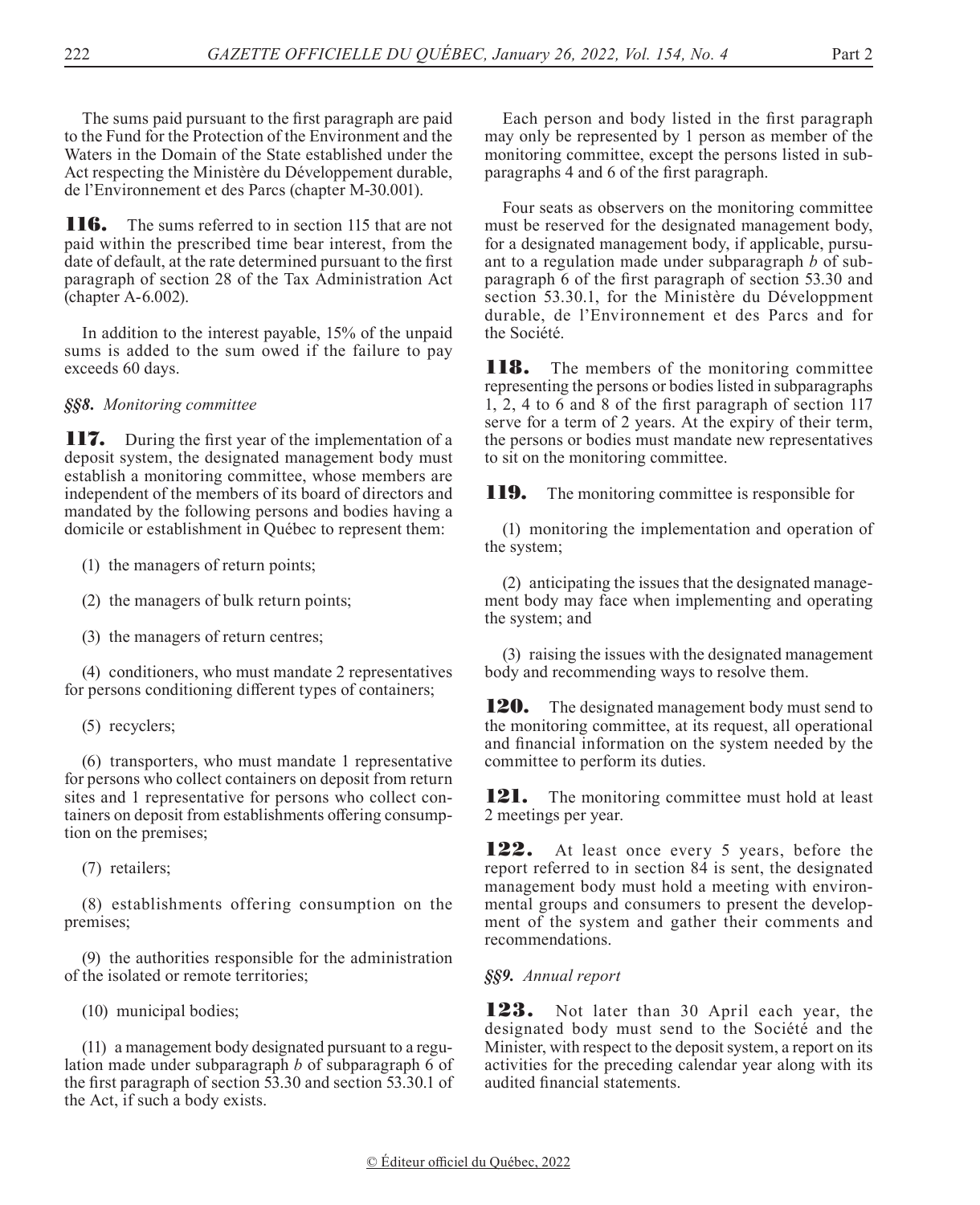The sums paid pursuant to the first paragraph are paid to the Fund for the Protection of the Environment and the Waters in the Domain of the State established under the Act respecting the Ministère du Développement durable, de l'Environnement et des Parcs (chapter M-30.001).

**116.** The sums referred to in section 115 that are not paid within the prescribed time bear interest, from the date of default, at the rate determined pursuant to the first paragraph of section 28 of the Tax Administration Act (chapter A-6.002).

In addition to the interest payable, 15% of the unpaid sums is added to the sum owed if the failure to pay exceeds 60 days.

***§§8. Monitoring committee***

**117.** During the first year of the implementation of a deposit system, the designated management body must establish a monitoring committee, whose members are independent of the members of its board of directors and mandated by the following persons and bodies having a domicile or establishment in Québec to represent them:

(1) the managers of return points;

(2) the managers of bulk return points;

(3) the managers of return centres;

(4) conditioners, who must mandate 2 representatives for persons conditioning different types of containers;

(5) recyclers;

(6) transporters, who must mandate 1 representative for persons who collect containers on deposit from return sites and 1 representative for persons who collect containers on deposit from establishments offering consumption on the premises;

(7) retailers;

(8) establishments offering consumption on the premises;

(9) the authorities responsible for the administration of the isolated or remote territories;

(10) municipal bodies;

(11) a management body designated pursuant to a regulation made under subparagraph *b* of subparagraph 6 of the first paragraph of section 53.30 and section 53.30.1 of the Act, if such a body exists.

Each person and body listed in the first paragraph may only be represented by 1 person as member of the monitoring committee, except the persons listed in subparagraphs 4 and 6 of the first paragraph.

Four seats as observers on the monitoring committee must be reserved for the designated management body, for a designated management body, if applicable, pursuant to a regulation made under subparagraph *b* of subparagraph 6 of the first paragraph of section 53.30 and section 53.30.1, for the Ministère du Développment durable, de l'Environnement et des Parcs and for the Société.

**118.** The members of the monitoring committee representing the persons or bodies listed in subparagraphs 1, 2, 4 to 6 and 8 of the first paragraph of section 117 serve for a term of 2 years. At the expiry of their term, the persons or bodies must mandate new representatives to sit on the monitoring committee.

**119.** The monitoring committee is responsible for

(1) monitoring the implementation and operation of the system;

(2) anticipating the issues that the designated management body may face when implementing and operating the system; and

(3) raising the issues with the designated management body and recommending ways to resolve them.

**120.** The designated management body must send to the monitoring committee, at its request, all operational and financial information on the system needed by the committee to perform its duties.

**121.** The monitoring committee must hold at least 2 meetings per year.

**122.** At least once every 5 years, before the report referred to in section 84 is sent, the designated management body must hold a meeting with environmental groups and consumers to present the development of the system and gather their comments and recommendations.

***§§9. Annual report***

**123.** Not later than 30 April each year, the designated body must send to the Société and the Minister, with respect to the deposit system, a report on its activities for the preceding calendar year along with its audited financial statements.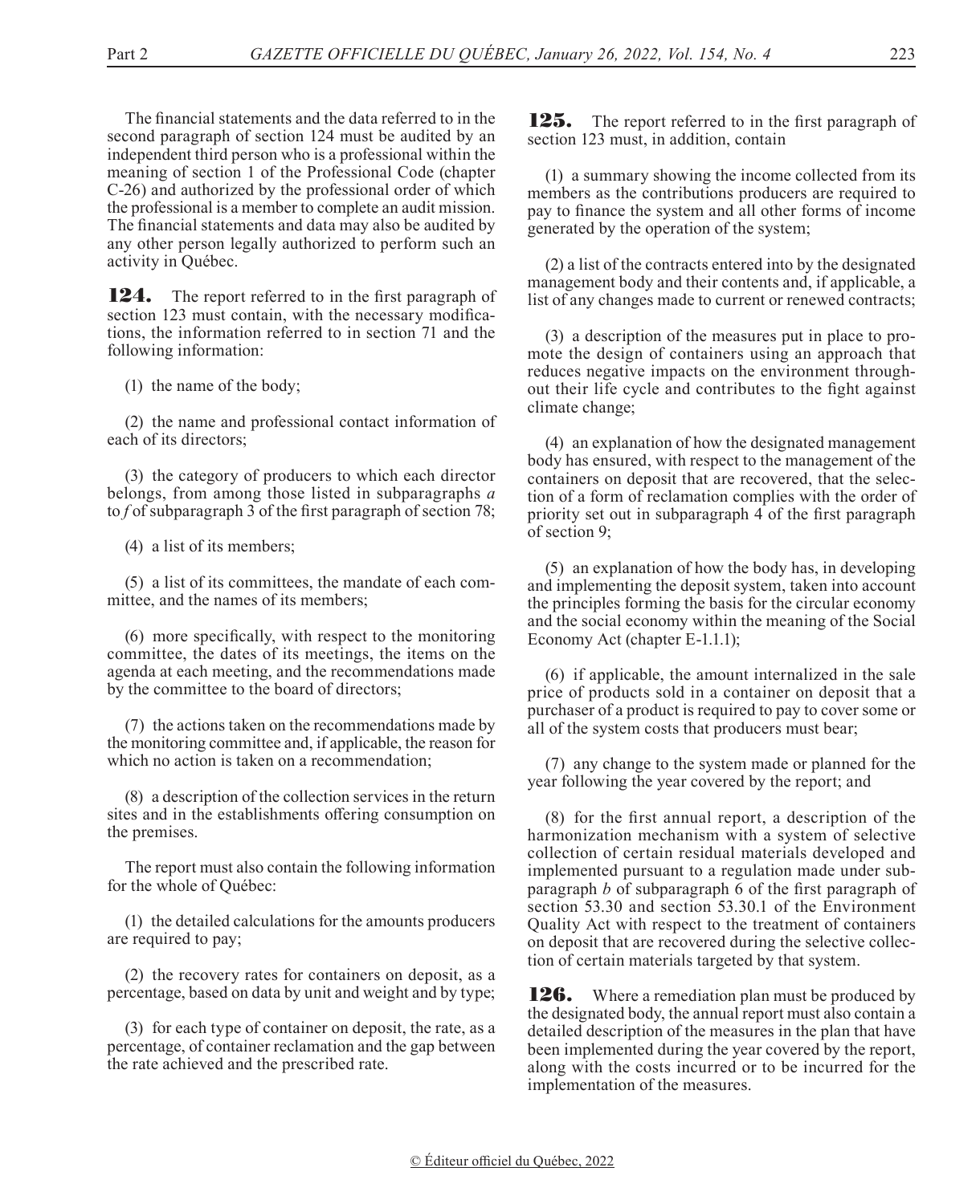The financial statements and the data referred to in the second paragraph of section 124 must be audited by an independent third person who is a professional within the meaning of section 1 of the Professional Code (chapter C-26) and authorized by the professional order of which the professional is a member to complete an audit mission. The financial statements and data may also be audited by any other person legally authorized to perform such an activity in Québec.

**124.** The report referred to in the first paragraph of section 123 must contain, with the necessary modifications, the information referred to in section 71 and the following information:

(1) the name of the body;

(2) the name and professional contact information of each of its directors;

(3) the category of producers to which each director belongs, from among those listed in subparagraphs *a* to *f* of subparagraph 3 of the first paragraph of section 78;

(4) a list of its members;

(5) a list of its committees, the mandate of each committee, and the names of its members;

(6) more specifically, with respect to the monitoring committee, the dates of its meetings, the items on the agenda at each meeting, and the recommendations made by the committee to the board of directors;

(7) the actions taken on the recommendations made by the monitoring committee and, if applicable, the reason for which no action is taken on a recommendation;

(8) a description of the collection services in the return sites and in the establishments offering consumption on the premises.

The report must also contain the following information for the whole of Québec:

(1) the detailed calculations for the amounts producers are required to pay;

(2) the recovery rates for containers on deposit, as a percentage, based on data by unit and weight and by type;

(3) for each type of container on deposit, the rate, as a percentage, of container reclamation and the gap between the rate achieved and the prescribed rate.

**125.** The report referred to in the first paragraph of section 123 must, in addition, contain

(1) a summary showing the income collected from its members as the contributions producers are required to pay to finance the system and all other forms of income generated by the operation of the system;

(2) a list of the contracts entered into by the designated management body and their contents and, if applicable, a list of any changes made to current or renewed contracts;

(3) a description of the measures put in place to promote the design of containers using an approach that reduces negative impacts on the environment throughout their life cycle and contributes to the fight against climate change;

(4) an explanation of how the designated management body has ensured, with respect to the management of the containers on deposit that are recovered, that the selection of a form of reclamation complies with the order of priority set out in subparagraph 4 of the first paragraph of section 9;

(5) an explanation of how the body has, in developing and implementing the deposit system, taken into account the principles forming the basis for the circular economy and the social economy within the meaning of the Social Economy Act (chapter E-1.1.1);

(6) if applicable, the amount internalized in the sale price of products sold in a container on deposit that a purchaser of a product is required to pay to cover some or all of the system costs that producers must bear;

(7) any change to the system made or planned for the year following the year covered by the report; and

(8) for the first annual report, a description of the harmonization mechanism with a system of selective collection of certain residual materials developed and implemented pursuant to a regulation made under subparagraph *b* of subparagraph 6 of the first paragraph of section 53.30 and section 53.30.1 of the Environment Quality Act with respect to the treatment of containers on deposit that are recovered during the selective collection of certain materials targeted by that system.

**126.** Where a remediation plan must be produced by the designated body, the annual report must also contain a detailed description of the measures in the plan that have been implemented during the year covered by the report, along with the costs incurred or to be incurred for the implementation of the measures.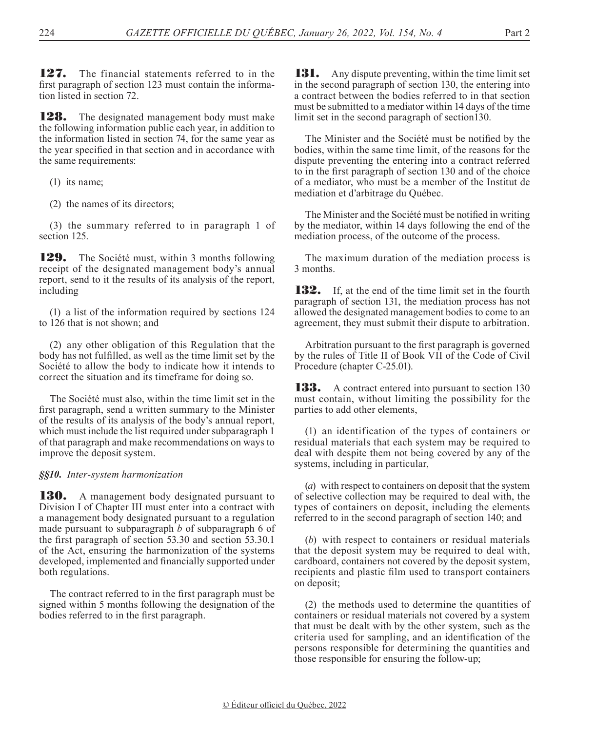**127.** The financial statements referred to in the first paragraph of section 123 must contain the information listed in section 72.

**128.** The designated management body must make the following information public each year, in addition to the information listed in section 74, for the same year as the year specified in that section and in accordance with the same requirements:

(1) its name;

(2) the names of its directors;

(3) the summary referred to in paragraph 1 of section 125.

**129.** The Société must, within 3 months following receipt of the designated management body's annual report, send to it the results of its analysis of the report, including

(1) a list of the information required by sections 124 to 126 that is not shown; and

(2) any other obligation of this Regulation that the body has not fulfilled, as well as the time limit set by the Société to allow the body to indicate how it intends to correct the situation and its timeframe for doing so.

The Société must also, within the time limit set in the first paragraph, send a written summary to the Minister of the results of its analysis of the body's annual report, which must include the list required under subparagraph 1 of that paragraph and make recommendations on ways to improve the deposit system.

*§§10. Inter-system harmonization*

**130.** A management body designated pursuant to Division I of Chapter III must enter into a contract with a management body designated pursuant to a regulation made pursuant to subparagraph *b* of subparagraph 6 of the first paragraph of section 53.30 and section 53.30.1 of the Act, ensuring the harmonization of the systems developed, implemented and financially supported under both regulations.

The contract referred to in the first paragraph must be signed within 5 months following the designation of the bodies referred to in the first paragraph.

**131.** Any dispute preventing, within the time limit set in the second paragraph of section 130, the entering into a contract between the bodies referred to in that section must be submitted to a mediator within 14 days of the time limit set in the second paragraph of section130.

The Minister and the Société must be notified by the bodies, within the same time limit, of the reasons for the dispute preventing the entering into a contract referred to in the first paragraph of section 130 and of the choice of a mediator, who must be a member of the Institut de mediation et d'arbitrage du Québec.

The Minister and the Société must be notified in writing by the mediator, within 14 days following the end of the mediation process, of the outcome of the process.

The maximum duration of the mediation process is 3 months.

**132.** If, at the end of the time limit set in the fourth paragraph of section 131, the mediation process has not allowed the designated management bodies to come to an agreement, they must submit their dispute to arbitration.

Arbitration pursuant to the first paragraph is governed by the rules of Title II of Book VII of the Code of Civil Procedure (chapter C-25.01).

**133.** A contract entered into pursuant to section 130 must contain, without limiting the possibility for the parties to add other elements,

(1) an identification of the types of containers or residual materials that each system may be required to deal with despite them not being covered by any of the systems, including in particular,

(*a*) with respect to containers on deposit that the system of selective collection may be required to deal with, the types of containers on deposit, including the elements referred to in the second paragraph of section 140; and

(*b*) with respect to containers or residual materials that the deposit system may be required to deal with, cardboard, containers not covered by the deposit system, recipients and plastic film used to transport containers on deposit;

(2) the methods used to determine the quantities of containers or residual materials not covered by a system that must be dealt with by the other system, such as the criteria used for sampling, and an identification of the persons responsible for determining the quantities and those responsible for ensuring the follow-up;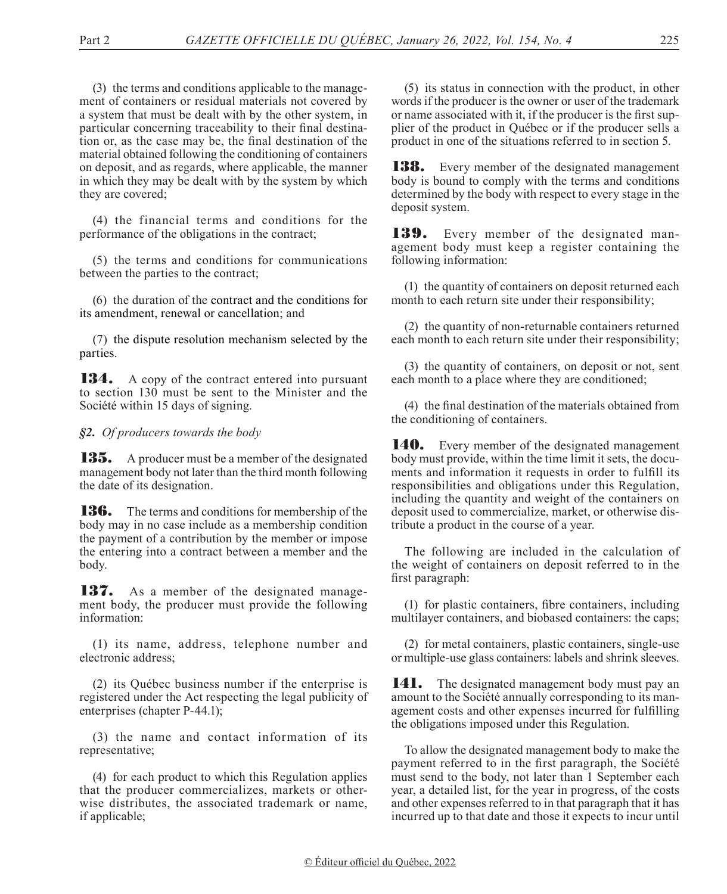(3) the terms and conditions applicable to the management of containers or residual materials not covered by a system that must be dealt with by the other system, in particular concerning traceability to their final destination or, as the case may be, the final destination of the material obtained following the conditioning of containers on deposit, and as regards, where applicable, the manner in which they may be dealt with by the system by which they are covered;

(4) the financial terms and conditions for the performance of the obligations in the contract;

(5) the terms and conditions for communications between the parties to the contract;

(6) the duration of the contract and the conditions for its amendment, renewal or cancellation; and

(7) the dispute resolution mechanism selected by the parties.

**134.** A copy of the contract entered into pursuant to section 130 must be sent to the Minister and the Société within 15 days of signing.

*§2. Of producers towards the body*

**135.** A producer must be a member of the designated management body not later than the third month following the date of its designation.

**136.** The terms and conditions for membership of the body may in no case include as a membership condition the payment of a contribution by the member or impose the entering into a contract between a member and the body.

**137.** As a member of the designated management body, the producer must provide the following information:

(1) its name, address, telephone number and electronic address;

(2) its Québec business number if the enterprise is registered under the Act respecting the legal publicity of enterprises (chapter P-44.1);

(3) the name and contact information of its representative;

(4) for each product to which this Regulation applies that the producer commercializes, markets or otherwise distributes, the associated trademark or name, if applicable;

(5) its status in connection with the product, in other words if the producer is the owner or user of the trademark or name associated with it, if the producer is the first supplier of the product in Québec or if the producer sells a product in one of the situations referred to in section 5.

**138.** Every member of the designated management body is bound to comply with the terms and conditions determined by the body with respect to every stage in the deposit system.

**139.** Every member of the designated management body must keep a register containing the following information:

(1) the quantity of containers on deposit returned each month to each return site under their responsibility;

(2) the quantity of non-returnable containers returned each month to each return site under their responsibility;

(3) the quantity of containers, on deposit or not, sent each month to a place where they are conditioned;

(4) the final destination of the materials obtained from the conditioning of containers.

**140.** Every member of the designated management body must provide, within the time limit it sets, the documents and information it requests in order to fulfill its responsibilities and obligations under this Regulation, including the quantity and weight of the containers on deposit used to commercialize, market, or otherwise distribute a product in the course of a year.

The following are included in the calculation of the weight of containers on deposit referred to in the first paragraph:

(1) for plastic containers, fibre containers, including multilayer containers, and biobased containers: the caps;

(2) for metal containers, plastic containers, single-use or multiple-use glass containers: labels and shrink sleeves.

**141.** The designated management body must pay an amount to the Société annually corresponding to its management costs and other expenses incurred for fulfilling the obligations imposed under this Regulation.

To allow the designated management body to make the payment referred to in the first paragraph, the Société must send to the body, not later than 1 September each year, a detailed list, for the year in progress, of the costs and other expenses referred to in that paragraph that it has incurred up to that date and those it expects to incur until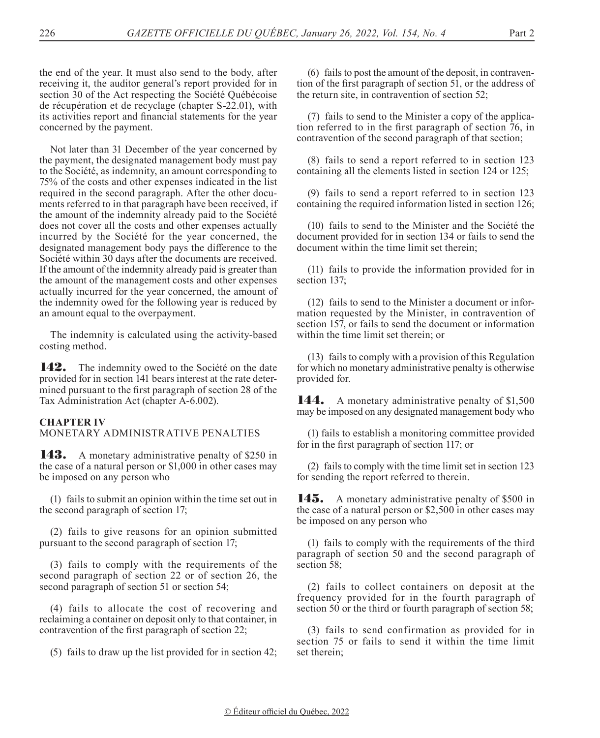the end of the year. It must also send to the body, after receiving it, the auditor general's report provided for in section 30 of the Act respecting the Société Québécoise de récupération et de recyclage (chapter S-22.01), with its activities report and financial statements for the year concerned by the payment.

Not later than 31 December of the year concerned by the payment, the designated management body must pay to the Société, as indemnity, an amount corresponding to 75% of the costs and other expenses indicated in the list required in the second paragraph. After the other documents referred to in that paragraph have been received, if the amount of the indemnity already paid to the Société does not cover all the costs and other expenses actually incurred by the Société for the year concerned, the designated management body pays the difference to the Société within 30 days after the documents are received. If the amount of the indemnity already paid is greater than the amount of the management costs and other expenses actually incurred for the year concerned, the amount of the indemnity owed for the following year is reduced by an amount equal to the overpayment.

The indemnity is calculated using the activity-based costing method.

**142.** The indemnity owed to the Société on the date provided for in section 141 bears interest at the rate determined pursuant to the first paragraph of section 28 of the Tax Administration Act (chapter A-6.002).

## CHAPTER IV
MONETARY ADMINISTRATIVE PENALTIES

**143.** A monetary administrative penalty of $250 in the case of a natural person or $1,000 in other cases may be imposed on any person who

(1) fails to submit an opinion within the time set out in the second paragraph of section 17;

(2) fails to give reasons for an opinion submitted pursuant to the second paragraph of section 17;

(3) fails to comply with the requirements of the second paragraph of section 22 or of section 26, the second paragraph of section 51 or section 54;

(4) fails to allocate the cost of recovering and reclaiming a container on deposit only to that container, in contravention of the first paragraph of section 22;

(5) fails to draw up the list provided for in section 42;

(6) fails to post the amount of the deposit, in contravention of the first paragraph of section 51, or the address of the return site, in contravention of section 52;

(7) fails to send to the Minister a copy of the application referred to in the first paragraph of section 76, in contravention of the second paragraph of that section;

(8) fails to send a report referred to in section 123 containing all the elements listed in section 124 or 125;

(9) fails to send a report referred to in section 123 containing the required information listed in section 126;

(10) fails to send to the Minister and the Société the document provided for in section 134 or fails to send the document within the time limit set therein;

(11) fails to provide the information provided for in section 137;

(12) fails to send to the Minister a document or information requested by the Minister, in contravention of section 157, or fails to send the document or information within the time limit set therein; or

(13) fails to comply with a provision of this Regulation for which no monetary administrative penalty is otherwise provided for.

**144.** A monetary administrative penalty of $1,500 may be imposed on any designated management body who

(1) fails to establish a monitoring committee provided for in the first paragraph of section 117; or

(2) fails to comply with the time limit set in section 123 for sending the report referred to therein.

**145.** A monetary administrative penalty of $500 in the case of a natural person or $2,500 in other cases may be imposed on any person who

(1) fails to comply with the requirements of the third paragraph of section 50 and the second paragraph of section 58;

(2) fails to collect containers on deposit at the frequency provided for in the fourth paragraph of section 50 or the third or fourth paragraph of section 58;

(3) fails to send confirmation as provided for in section 75 or fails to send it within the time limit set therein;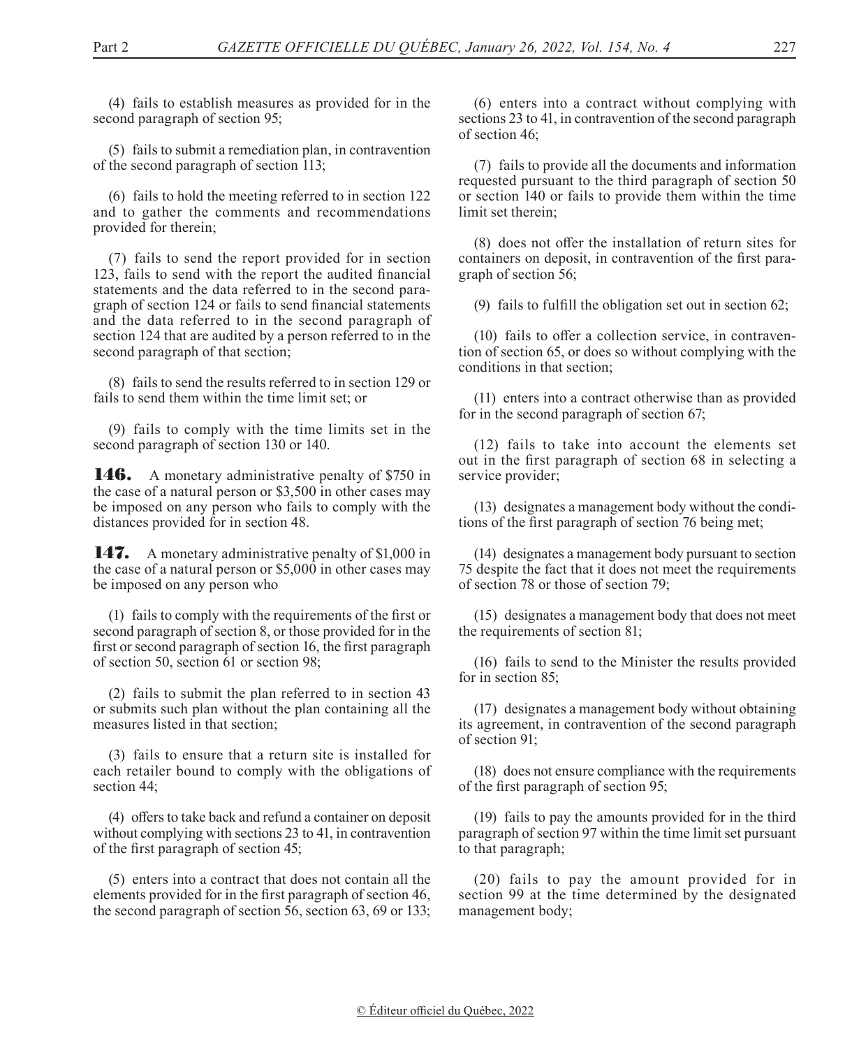(4) fails to establish measures as provided for in the second paragraph of section 95;

(5) fails to submit a remediation plan, in contravention of the second paragraph of section 113;

(6) fails to hold the meeting referred to in section 122 and to gather the comments and recommendations provided for therein;

(7) fails to send the report provided for in section 123, fails to send with the report the audited financial statements and the data referred to in the second paragraph of section 124 or fails to send financial statements and the data referred to in the second paragraph of section 124 that are audited by a person referred to in the second paragraph of that section;

(8) fails to send the results referred to in section 129 or fails to send them within the time limit set; or

(9) fails to comply with the time limits set in the second paragraph of section 130 or 140.

**146.** A monetary administrative penalty of $750 in the case of a natural person or $3,500 in other cases may be imposed on any person who fails to comply with the distances provided for in section 48.

**147.** A monetary administrative penalty of $1,000 in the case of a natural person or $5,000 in other cases may be imposed on any person who

(1) fails to comply with the requirements of the first or second paragraph of section 8, or those provided for in the first or second paragraph of section 16, the first paragraph of section 50, section 61 or section 98;

(2) fails to submit the plan referred to in section 43 or submits such plan without the plan containing all the measures listed in that section;

(3) fails to ensure that a return site is installed for each retailer bound to comply with the obligations of section 44;

(4) offers to take back and refund a container on deposit without complying with sections 23 to 41, in contravention of the first paragraph of section 45;

(5) enters into a contract that does not contain all the elements provided for in the first paragraph of section 46, the second paragraph of section 56, section 63, 69 or 133;

(6) enters into a contract without complying with sections 23 to 41, in contravention of the second paragraph of section 46;

(7) fails to provide all the documents and information requested pursuant to the third paragraph of section 50 or section 140 or fails to provide them within the time limit set therein;

(8) does not offer the installation of return sites for containers on deposit, in contravention of the first paragraph of section 56;

(9) fails to fulfill the obligation set out in section 62;

(10) fails to offer a collection service, in contravention of section 65, or does so without complying with the conditions in that section;

(11) enters into a contract otherwise than as provided for in the second paragraph of section 67;

(12) fails to take into account the elements set out in the first paragraph of section 68 in selecting a service provider;

(13) designates a management body without the conditions of the first paragraph of section 76 being met;

(14) designates a management body pursuant to section 75 despite the fact that it does not meet the requirements of section 78 or those of section 79;

(15) designates a management body that does not meet the requirements of section 81;

(16) fails to send to the Minister the results provided for in section 85;

(17) designates a management body without obtaining its agreement, in contravention of the second paragraph of section 91;

(18) does not ensure compliance with the requirements of the first paragraph of section 95;

(19) fails to pay the amounts provided for in the third paragraph of section 97 within the time limit set pursuant to that paragraph;

(20) fails to pay the amount provided for in section 99 at the time determined by the designated management body;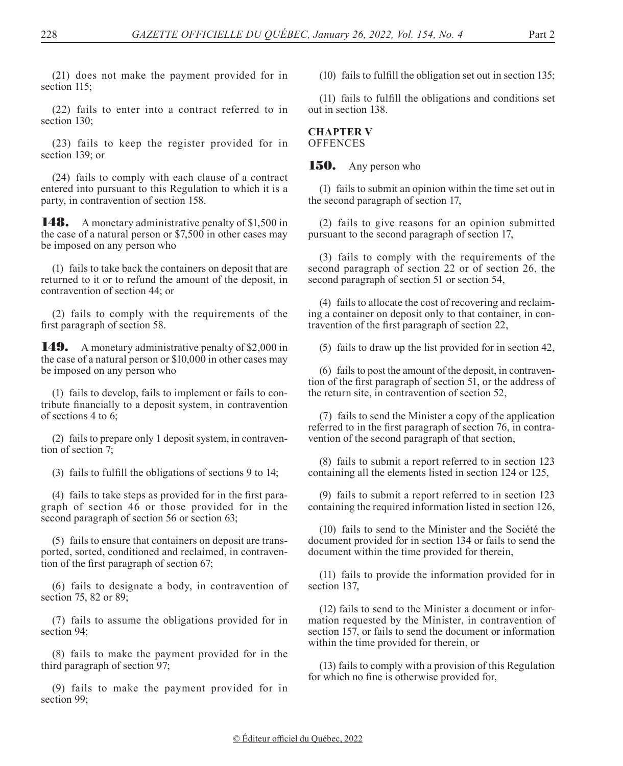(21) does not make the payment provided for in section 115;

(22) fails to enter into a contract referred to in section 130;

(23) fails to keep the register provided for in section 139; or

(24) fails to comply with each clause of a contract entered into pursuant to this Regulation to which it is a party, in contravention of section 158.

**148.** A monetary administrative penalty of $1,500 in the case of a natural person or $7,500 in other cases may be imposed on any person who

(1) fails to take back the containers on deposit that are returned to it or to refund the amount of the deposit, in contravention of section 44; or

(2) fails to comply with the requirements of the first paragraph of section 58.

**149.** A monetary administrative penalty of $2,000 in the case of a natural person or $10,000 in other cases may be imposed on any person who

(1) fails to develop, fails to implement or fails to contribute financially to a deposit system, in contravention of sections 4 to 6;

(2) fails to prepare only 1 deposit system, in contravention of section 7;

(3) fails to fulfill the obligations of sections 9 to 14;

(4) fails to take steps as provided for in the first paragraph of section 46 or those provided for in the second paragraph of section 56 or section 63;

(5) fails to ensure that containers on deposit are transported, sorted, conditioned and reclaimed, in contravention of the first paragraph of section 67;

(6) fails to designate a body, in contravention of section 75, 82 or 89;

(7) fails to assume the obligations provided for in section 94;

(8) fails to make the payment provided for in the third paragraph of section 97;

(9) fails to make the payment provided for in section 99;

(10) fails to fulfill the obligation set out in section 135;

(11) fails to fulfill the obligations and conditions set out in section 138.

## CHAPTER V
## OFFENCES

**150.** Any person who

(1) fails to submit an opinion within the time set out in the second paragraph of section 17,

(2) fails to give reasons for an opinion submitted pursuant to the second paragraph of section 17,

(3) fails to comply with the requirements of the second paragraph of section 22 or of section 26, the second paragraph of section 51 or section 54,

(4) fails to allocate the cost of recovering and reclaiming a container on deposit only to that container, in contravention of the first paragraph of section 22,

(5) fails to draw up the list provided for in section 42,

(6) fails to post the amount of the deposit, in contravention of the first paragraph of section 51, or the address of the return site, in contravention of section 52,

(7) fails to send the Minister a copy of the application referred to in the first paragraph of section 76, in contravention of the second paragraph of that section,

(8) fails to submit a report referred to in section 123 containing all the elements listed in section 124 or 125,

(9) fails to submit a report referred to in section 123 containing the required information listed in section 126,

(10) fails to send to the Minister and the Société the document provided for in section 134 or fails to send the document within the time provided for therein,

(11) fails to provide the information provided for in section 137,

(12) fails to send to the Minister a document or information requested by the Minister, in contravention of section 157, or fails to send the document or information within the time provided for therein, or

(13) fails to comply with a provision of this Regulation for which no fine is otherwise provided for,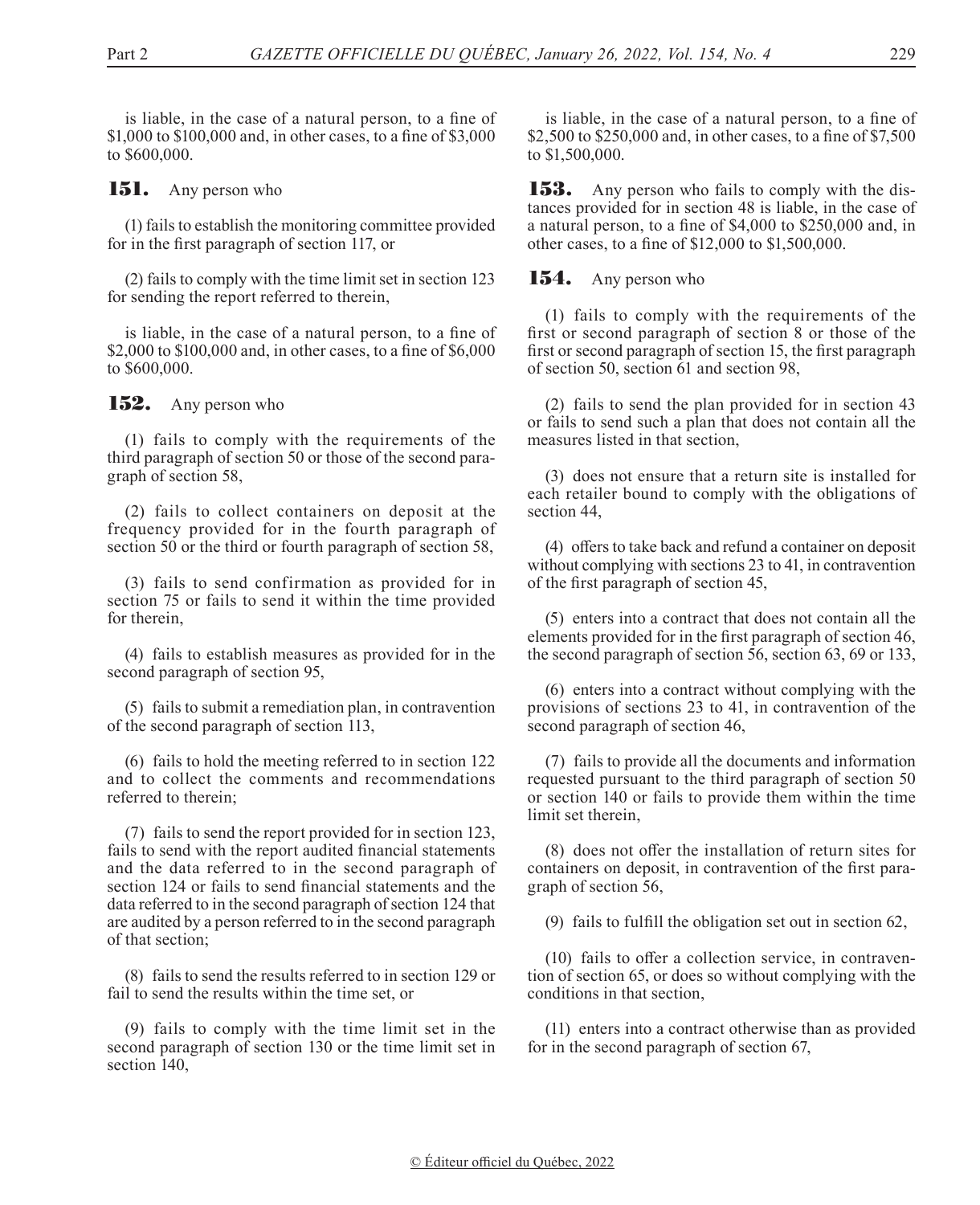is liable, in the case of a natural person, to a fine of $1,000 to $100,000 and, in other cases, to a fine of $3,000 to $600,000.

**151.** Any person who

(1) fails to establish the monitoring committee provided for in the first paragraph of section 117, or

(2) fails to comply with the time limit set in section 123 for sending the report referred to therein,

is liable, in the case of a natural person, to a fine of $2,000 to $100,000 and, in other cases, to a fine of $6,000 to $600,000.

**152.** Any person who

(1) fails to comply with the requirements of the third paragraph of section 50 or those of the second paragraph of section 58,

(2) fails to collect containers on deposit at the frequency provided for in the fourth paragraph of section 50 or the third or fourth paragraph of section 58,

(3) fails to send confirmation as provided for in section 75 or fails to send it within the time provided for therein,

(4) fails to establish measures as provided for in the second paragraph of section 95,

(5) fails to submit a remediation plan, in contravention of the second paragraph of section 113,

(6) fails to hold the meeting referred to in section 122 and to collect the comments and recommendations referred to therein;

(7) fails to send the report provided for in section 123, fails to send with the report audited financial statements and the data referred to in the second paragraph of section 124 or fails to send financial statements and the data referred to in the second paragraph of section 124 that are audited by a person referred to in the second paragraph of that section;

(8) fails to send the results referred to in section 129 or fail to send the results within the time set, or

(9) fails to comply with the time limit set in the second paragraph of section 130 or the time limit set in section 140,

is liable, in the case of a natural person, to a fine of $2,500 to $250,000 and, in other cases, to a fine of $7,500 to $1,500,000.

**153.** Any person who fails to comply with the distances provided for in section 48 is liable, in the case of a natural person, to a fine of $4,000 to $250,000 and, in other cases, to a fine of $12,000 to $1,500,000.

**154.** Any person who

(1) fails to comply with the requirements of the first or second paragraph of section 8 or those of the first or second paragraph of section 15, the first paragraph of section 50, section 61 and section 98,

(2) fails to send the plan provided for in section 43 or fails to send such a plan that does not contain all the measures listed in that section,

(3) does not ensure that a return site is installed for each retailer bound to comply with the obligations of section 44,

(4) offers to take back and refund a container on deposit without complying with sections 23 to 41, in contravention of the first paragraph of section 45,

(5) enters into a contract that does not contain all the elements provided for in the first paragraph of section 46, the second paragraph of section 56, section 63, 69 or 133,

(6) enters into a contract without complying with the provisions of sections 23 to 41, in contravention of the second paragraph of section 46,

(7) fails to provide all the documents and information requested pursuant to the third paragraph of section 50 or section 140 or fails to provide them within the time limit set therein,

(8) does not offer the installation of return sites for containers on deposit, in contravention of the first paragraph of section 56,

(9) fails to fulfill the obligation set out in section 62,

(10) fails to offer a collection service, in contravention of section 65, or does so without complying with the conditions in that section,

(11) enters into a contract otherwise than as provided for in the second paragraph of section 67,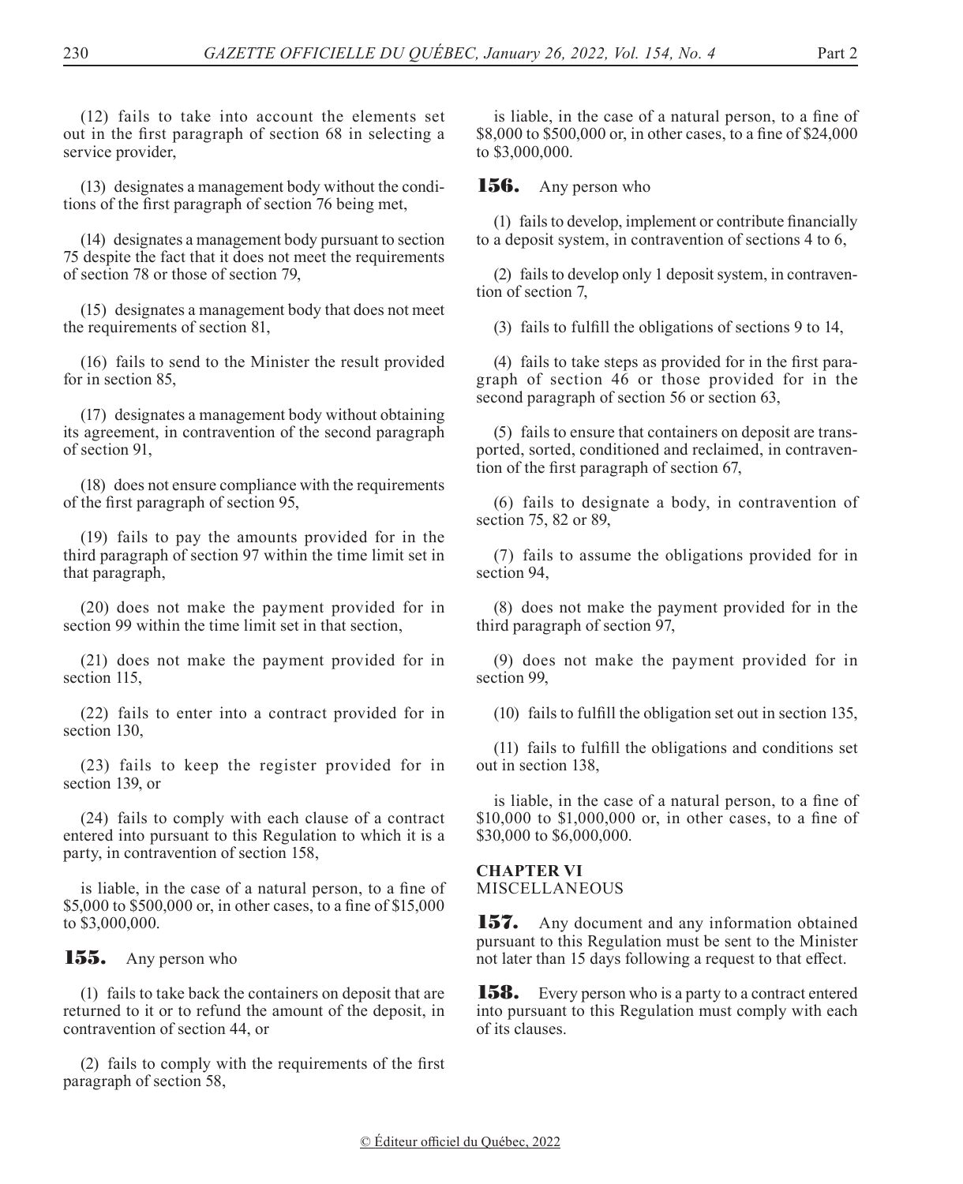(12) fails to take into account the elements set out in the first paragraph of section 68 in selecting a service provider,

(13) designates a management body without the conditions of the first paragraph of section 76 being met,

(14) designates a management body pursuant to section 75 despite the fact that it does not meet the requirements of section 78 or those of section 79,

(15) designates a management body that does not meet the requirements of section 81,

(16) fails to send to the Minister the result provided for in section 85,

(17) designates a management body without obtaining its agreement, in contravention of the second paragraph of section 91,

(18) does not ensure compliance with the requirements of the first paragraph of section 95,

(19) fails to pay the amounts provided for in the third paragraph of section 97 within the time limit set in that paragraph,

(20) does not make the payment provided for in section 99 within the time limit set in that section,

(21) does not make the payment provided for in section 115,

(22) fails to enter into a contract provided for in section 130,

(23) fails to keep the register provided for in section 139, or

(24) fails to comply with each clause of a contract entered into pursuant to this Regulation to which it is a party, in contravention of section 158,

is liable, in the case of a natural person, to a fine of $5,000 to $500,000 or, in other cases, to a fine of $15,000 to $3,000,000.

**155.** Any person who

(1) fails to take back the containers on deposit that are returned to it or to refund the amount of the deposit, in contravention of section 44, or

(2) fails to comply with the requirements of the first paragraph of section 58,

is liable, in the case of a natural person, to a fine of $8,000 to $500,000 or, in other cases, to a fine of $24,000 to $3,000,000.

**156.** Any person who

(1) fails to develop, implement or contribute financially to a deposit system, in contravention of sections 4 to 6,

(2) fails to develop only 1 deposit system, in contravention of section 7,

(3) fails to fulfill the obligations of sections 9 to 14,

(4) fails to take steps as provided for in the first paragraph of section 46 or those provided for in the second paragraph of section 56 or section 63,

(5) fails to ensure that containers on deposit are transported, sorted, conditioned and reclaimed, in contravention of the first paragraph of section 67,

(6) fails to designate a body, in contravention of section 75, 82 or 89,

(7) fails to assume the obligations provided for in section 94,

(8) does not make the payment provided for in the third paragraph of section 97,

(9) does not make the payment provided for in section 99,

(10) fails to fulfill the obligation set out in section 135,

(11) fails to fulfill the obligations and conditions set out in section 138,

is liable, in the case of a natural person, to a fine of $10,000 to $1,000,000 or, in other cases, to a fine of $30,000 to $6,000,000.

## CHAPTER VI
MISCELLANEOUS

**157.** Any document and any information obtained pursuant to this Regulation must be sent to the Minister not later than 15 days following a request to that effect.

**158.** Every person who is a party to a contract entered into pursuant to this Regulation must comply with each of its clauses.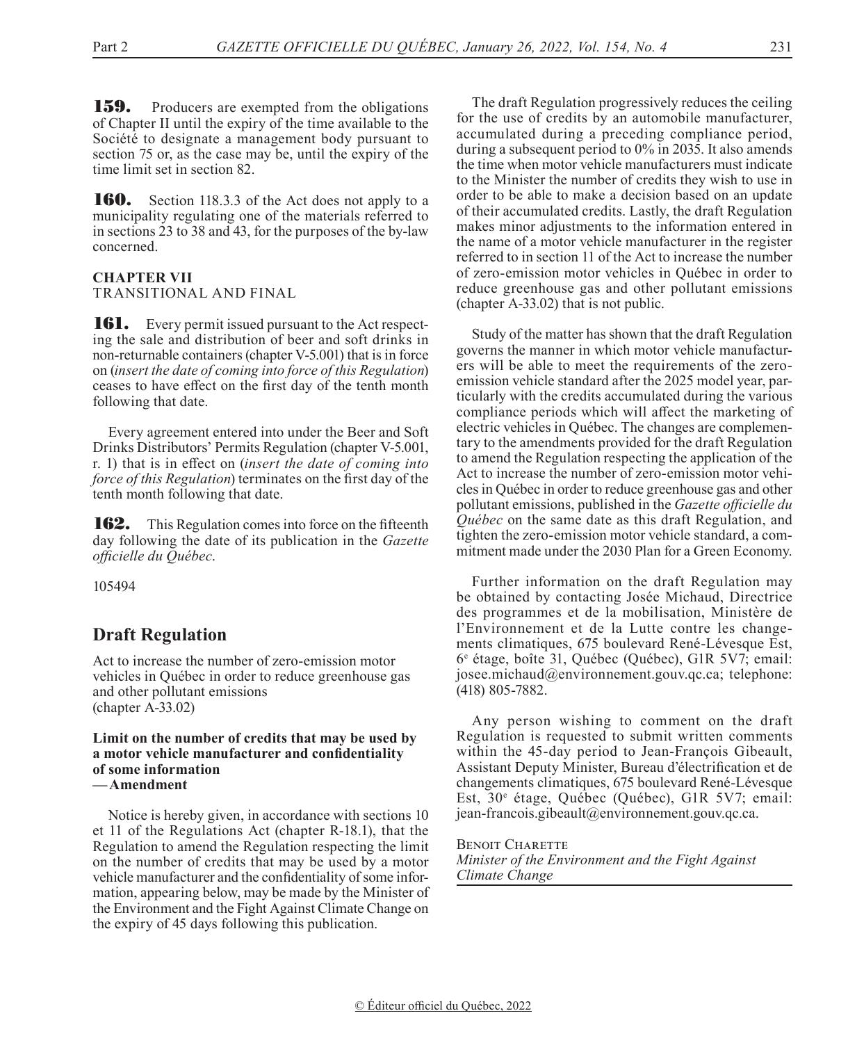**159.** Producers are exempted from the obligations of Chapter II until the expiry of the time available to the Société to designate a management body pursuant to section 75 or, as the case may be, until the expiry of the time limit set in section 82.

**160.** Section 118.3.3 of the Act does not apply to a municipality regulating one of the materials referred to in sections 23 to 38 and 43, for the purposes of the by-law concerned.

**CHAPTER VII**
TRANSITIONAL AND FINAL

**161.** Every permit issued pursuant to the Act respecting the sale and distribution of beer and soft drinks in non-returnable containers (chapter V-5.001) that is in force on (*insert the date of coming into force of this Regulation*) ceases to have effect on the first day of the tenth month following that date.

Every agreement entered into under the Beer and Soft Drinks Distributors' Permits Regulation (chapter V-5.001, r. 1) that is in effect on (*insert the date of coming into force of this Regulation*) terminates on the first day of the tenth month following that date.

**162.** This Regulation comes into force on the fifteenth day following the date of its publication in the *Gazette officielle du Québec*.

105494

## Draft Regulation

Act to increase the number of zero-emission motor vehicles in Québec in order to reduce greenhouse gas and other pollutant emissions
(chapter A-33.02)

**Limit on the number of credits that may be used by a motor vehicle manufacturer and confidentiality of some information**
**— Amendment**

Notice is hereby given, in accordance with sections 10 et 11 of the Regulations Act (chapter R-18.1), that the Regulation to amend the Regulation respecting the limit on the number of credits that may be used by a motor vehicle manufacturer and the confidentiality of some information, appearing below, may be made by the Minister of the Environment and the Fight Against Climate Change on the expiry of 45 days following this publication.

The draft Regulation progressively reduces the ceiling for the use of credits by an automobile manufacturer, accumulated during a preceding compliance period, during a subsequent period to 0% in 2035. It also amends the time when motor vehicle manufacturers must indicate to the Minister the number of credits they wish to use in order to be able to make a decision based on an update of their accumulated credits. Lastly, the draft Regulation makes minor adjustments to the information entered in the name of a motor vehicle manufacturer in the register referred to in section 11 of the Act to increase the number of zero-emission motor vehicles in Québec in order to reduce greenhouse gas and other pollutant emissions (chapter A-33.02) that is not public.

Study of the matter has shown that the draft Regulation governs the manner in which motor vehicle manufacturers will be able to meet the requirements of the zero-emission vehicle standard after the 2025 model year, particularly with the credits accumulated during the various compliance periods which will affect the marketing of electric vehicles in Québec. The changes are complementary to the amendments provided for the draft Regulation to amend the Regulation respecting the application of the Act to increase the number of zero-emission motor vehicles in Québec in order to reduce greenhouse gas and other pollutant emissions, published in the *Gazette officielle du Québec* on the same date as this draft Regulation, and tighten the zero-emission motor vehicle standard, a commitment made under the 2030 Plan for a Green Economy.

Further information on the draft Regulation may be obtained by contacting Josée Michaud, Directrice des programmes et de la mobilisation, Ministère de l'Environnement et de la Lutte contre les changements climatiques, 675 boulevard René-Lévesque Est, 6e étage, boîte 31, Québec (Québec), G1R 5V7; email: josee.michaud@environnement.gouv.qc.ca; telephone: (418) 805-7882.

Any person wishing to comment on the draft Regulation is requested to submit written comments within the 45-day period to Jean-François Gibeault, Assistant Deputy Minister, Bureau d'électrification et de changements climatiques, 675 boulevard René-Lévesque Est, 30e étage, Québec (Québec), G1R 5V7; email: jean-francois.gibeault@environnement.gouv.qc.ca.

BENOIT CHARETTE
*Minister of the Environment and the Fight Against Climate Change*